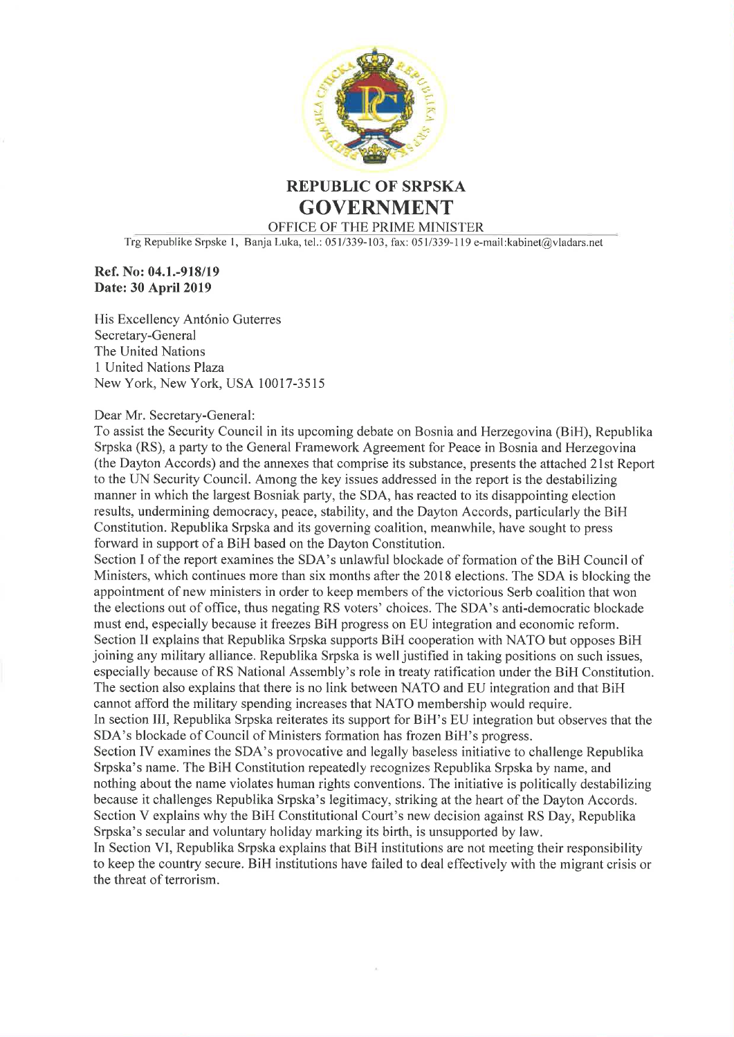# REPUBLIC OF SRPSKA
# GOVERNMENT

OFFICE OF THE PRIME MINISTER

Trg Republike Srpske 1, Banja Luka, tel.: 051/339-103, fax: 051/339-119 e-mail:kabinet@vladars.net

**Ref. No: 04.1.-918/19**
**Date: 30 April 2019**

His Excellency António Guterres
Secretary-General
The United Nations
1 United Nations Plaza
New York, New York, USA 10017-3515

Dear Mr. Secretary-General:

To assist the Security Council in its upcoming debate on Bosnia and Herzegovina (BiH), Republika Srpska (RS), a party to the General Framework Agreement for Peace in Bosnia and Herzegovina (the Dayton Accords) and the annexes that comprise its substance, presents the attached 21st Report to the UN Security Council. Among the key issues addressed in the report is the destabilizing manner in which the largest Bosniak party, the SDA, has reacted to its disappointing election results, undermining democracy, peace, stability, and the Dayton Accords, particularly the BiH Constitution. Republika Srpska and its governing coalition, meanwhile, have sought to press forward in support of a BiH based on the Dayton Constitution.

Section I of the report examines the SDA's unlawful blockade of formation of the BiH Council of Ministers, which continues more than six months after the 2018 elections. The SDA is blocking the appointment of new ministers in order to keep members of the victorious Serb coalition that won the elections out of office, thus negating RS voters' choices. The SDA's anti-democratic blockade must end, especially because it freezes BiH progress on EU integration and economic reform.

Section II explains that Republika Srpska supports BiH cooperation with NATO but opposes BiH joining any military alliance. Republika Srpska is well justified in taking positions on such issues, especially because of RS National Assembly's role in treaty ratification under the BiH Constitution. The section also explains that there is no link between NATO and EU integration and that BiH cannot afford the military spending increases that NATO membership would require.

In section III, Republika Srpska reiterates its support for BiH's EU integration but observes that the SDA's blockade of Council of Ministers formation has frozen BiH's progress.

Section IV examines the SDA's provocative and legally baseless initiative to challenge Republika Srpska's name. The BiH Constitution repeatedly recognizes Republika Srpska by name, and nothing about the name violates human rights conventions. The initiative is politically destabilizing because it challenges Republika Srpska's legitimacy, striking at the heart of the Dayton Accords.

Section V explains why the BiH Constitutional Court's new decision against RS Day, Republika Srpska's secular and voluntary holiday marking its birth, is unsupported by law.

In Section VI, Republika Srpska explains that BiH institutions are not meeting their responsibility to keep the country secure. BiH institutions have failed to deal effectively with the migrant crisis or the threat of terrorism.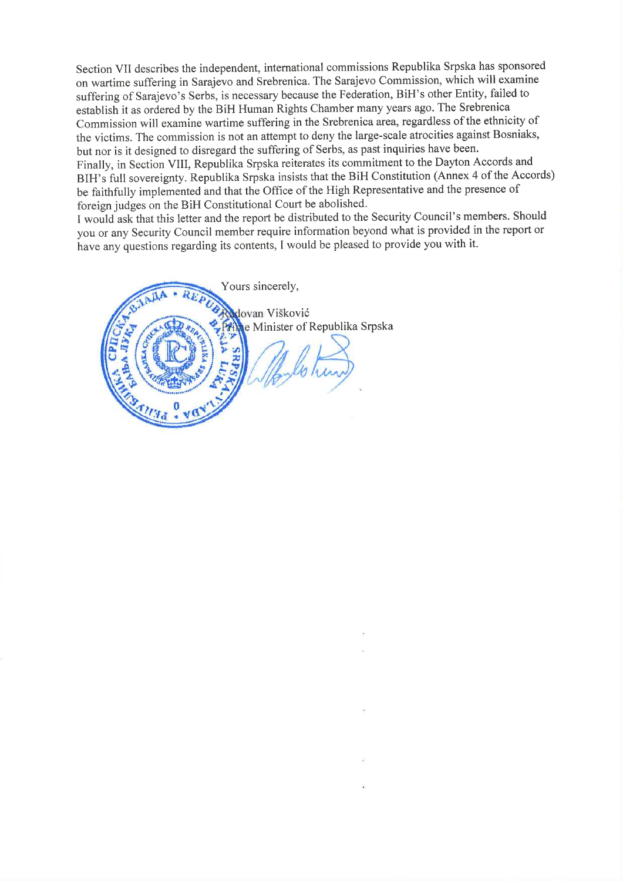Section VII describes the independent, international commissions Republika Srpska has sponsored on wartime suffering in Sarajevo and Srebrenica. The Sarajevo Commission, which will examine suffering of Sarajevo's Serbs, is necessary because the Federation, BiH's other Entity, failed to establish it as ordered by the BiH Human Rights Chamber many years ago. The Srebrenica Commission will examine wartime suffering in the Srebrenica area, regardless of the ethnicity of the victims. The commission is not an attempt to deny the large-scale atrocities against Bosniaks, but nor is it designed to disregard the suffering of Serbs, as past inquiries have been.

Finally, in Section VIII, Republika Srpska reiterates its commitment to the Dayton Accords and BIH's full sovereignty. Republika Srpska insists that the BiH Constitution (Annex 4 of the Accords) be faithfully implemented and that the Office of the High Representative and the presence of foreign judges on the BiH Constitutional Court be abolished.

I would ask that this letter and the report be distributed to the Security Council's members. Should you or any Security Council member require information beyond what is provided in the report or have any questions regarding its contents, I would be pleased to provide you with it.

Yours sincerely,

Radovan Višković
Prime Minister of Republika Srpska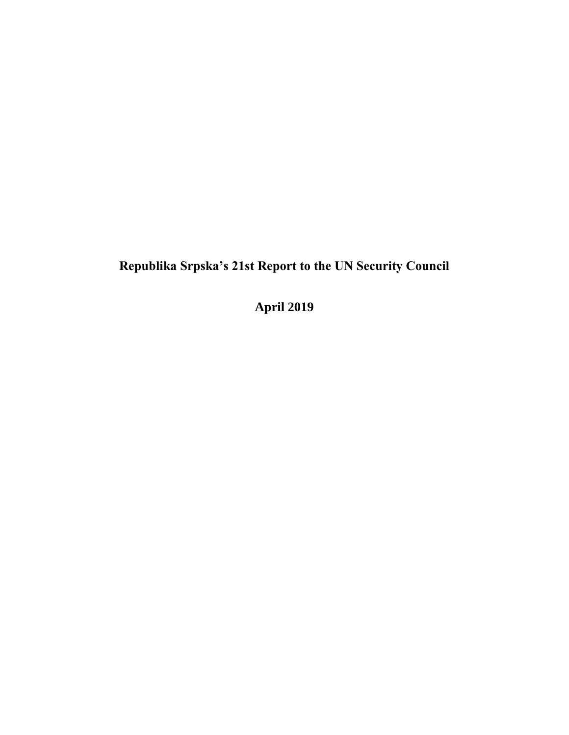# Republika Srpska’s 21st Report to the UN Security Council

## April 2019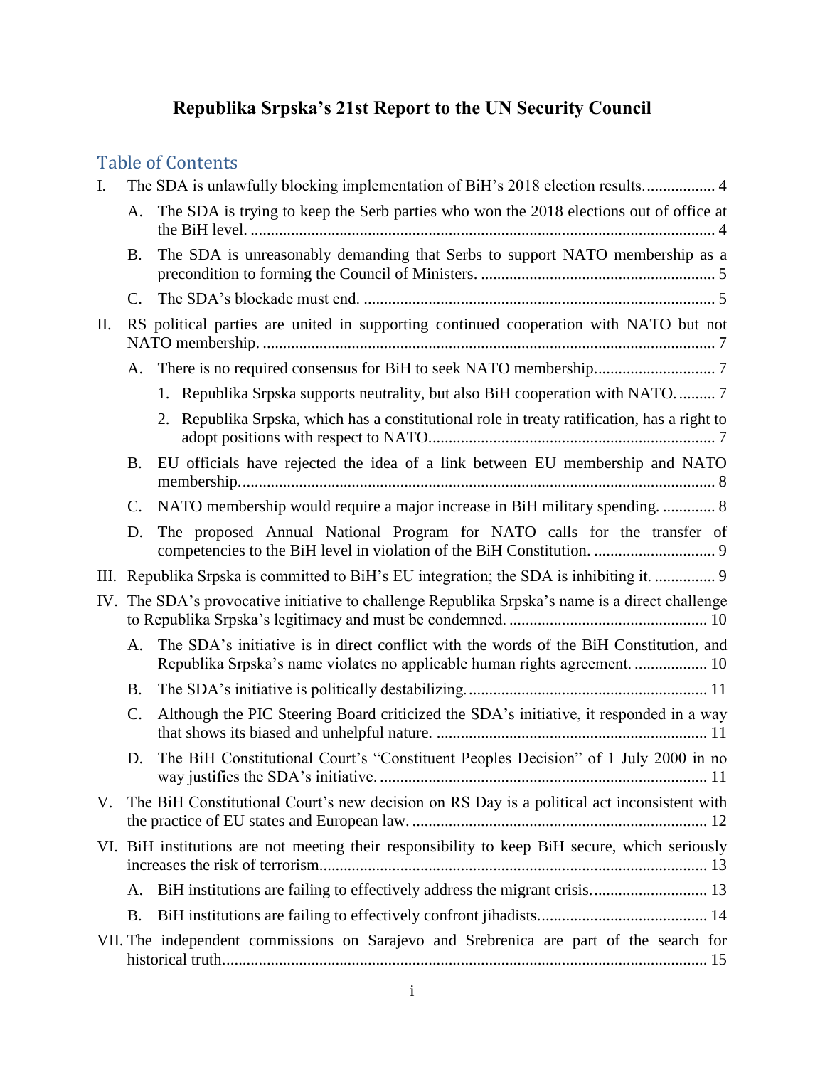# Republika Srpska's 21st Report to the UN Security Council

## Table of Contents

I. The SDA is unlawfully blocking implementation of BiH's 2018 election results.................. 4

  A. The SDA is trying to keep the Serb parties who won the 2018 elections out of office at the BiH level. .................................................................................................................. 4

  B. The SDA is unreasonably demanding that Serbs to support NATO membership as a precondition to forming the Council of Ministers. .......................................................... 5

  C. The SDA's blockade must end. ...................................................................................... 5

II. RS political parties are united in supporting continued cooperation with NATO but not NATO membership. ................................................................................................................ 7

  A. There is no required consensus for BiH to seek NATO membership............................. 7

    1. Republika Srpska supports neutrality, but also BiH cooperation with NATO. ......... 7

    2. Republika Srpska, which has a constitutional role in treaty ratification, has a right to adopt positions with respect to NATO....................................................................... 7

  B. EU officials have rejected the idea of a link between EU membership and NATO membership...................................................................................................................... 8

  C. NATO membership would require a major increase in BiH military spending. ............. 8

  D. The proposed Annual National Program for NATO calls for the transfer of competencies to the BiH level in violation of the BiH Constitution. .............................. 9

III. Republika Srpska is committed to BiH's EU integration; the SDA is inhibiting it. ............... 9

IV. The SDA's provocative initiative to challenge Republika Srpska's name is a direct challenge to Republika Srpska's legitimacy and must be condemned. ................................................ 10

  A. The SDA's initiative is in direct conflict with the words of the BiH Constitution, and Republika Srpska's name violates no applicable human rights agreement. .................. 10

  B. The SDA's initiative is politically destabilizing. ........................................................... 11

  C. Although the PIC Steering Board criticized the SDA's initiative, it responded in a way that shows its biased and unhelpful nature. ................................................................... 11

  D. The BiH Constitutional Court's "Constituent Peoples Decision" of 1 July 2000 in no way justifies the SDA's initiative. ................................................................................ 11

V. The BiH Constitutional Court's new decision on RS Day is a political act inconsistent with the practice of EU states and European law. ........................................................................ 12

VI. BiH institutions are not meeting their responsibility to keep BiH secure, which seriously increases the risk of terrorism................................................................................................ 13

  A. BiH institutions are failing to effectively address the migrant crisis............................. 13

  B. BiH institutions are failing to effectively confront jihadists.......................................... 14

VII. The independent commissions on Sarajevo and Srebrenica are part of the search for historical truth........................................................................................................................ 15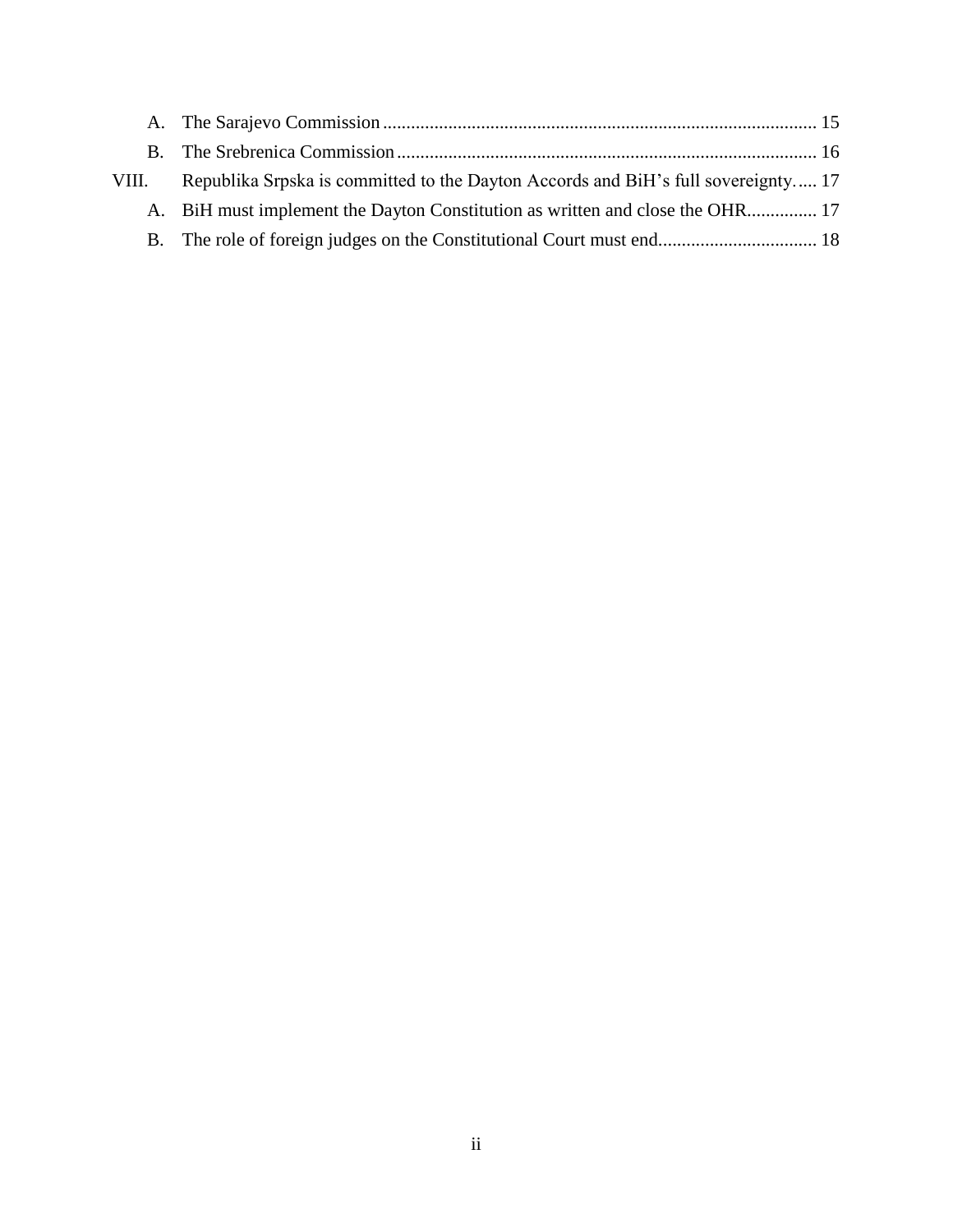A. The Sarajevo Commission ............................................................................................ 15

B. The Srebrenica Commission ......................................................................................... 16

VIII. Republika Srpska is committed to the Dayton Accords and BiH's full sovereignty..... 17

A. BiH must implement the Dayton Constitution as written and close the OHR............... 17

B. The role of foreign judges on the Constitutional Court must end.................................. 18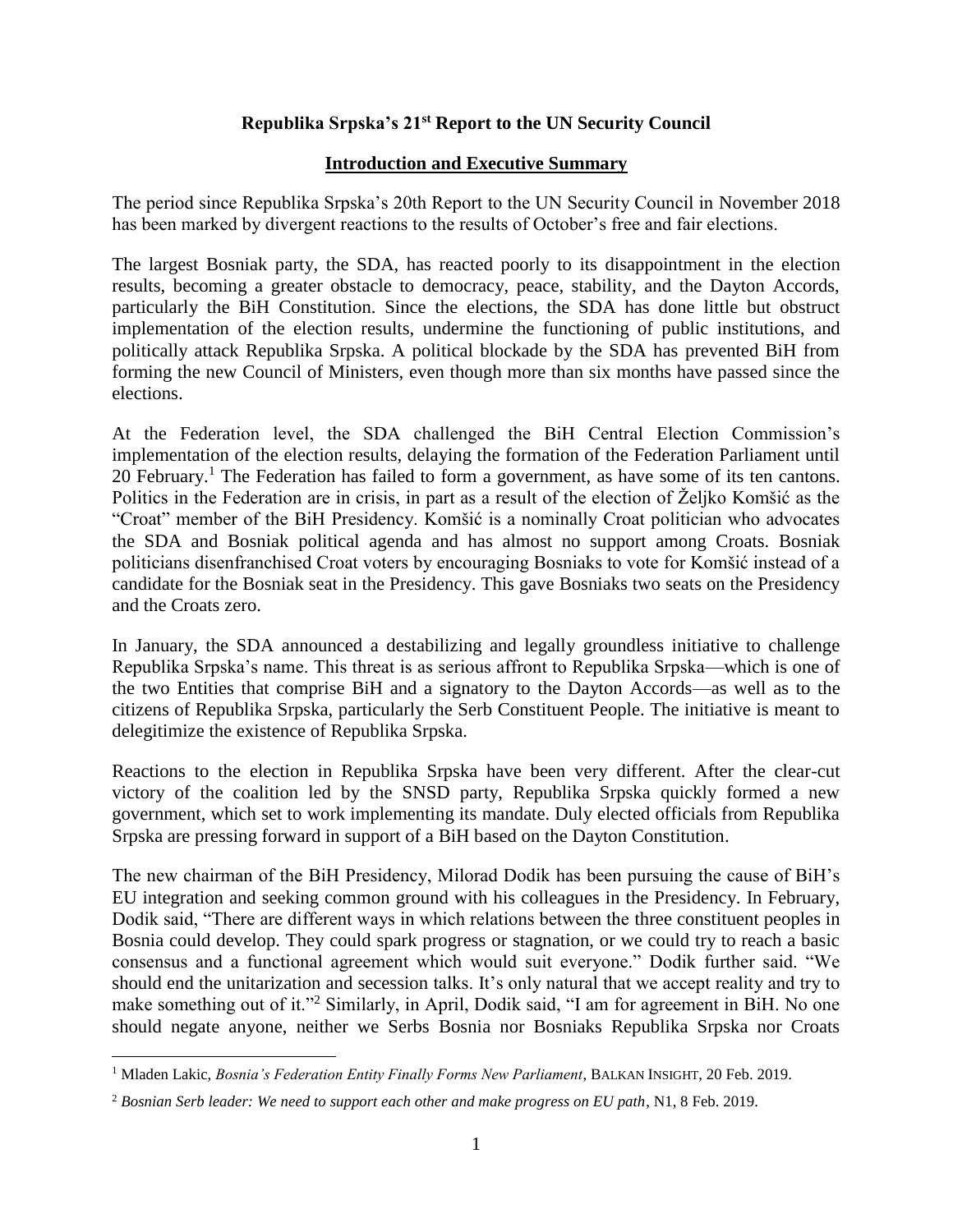# Republika Srpska's 21st Report to the UN Security Council

## Introduction and Executive Summary

The period since Republika Srpska's 20th Report to the UN Security Council in November 2018 has been marked by divergent reactions to the results of October's free and fair elections.

The largest Bosniak party, the SDA, has reacted poorly to its disappointment in the election results, becoming a greater obstacle to democracy, peace, stability, and the Dayton Accords, particularly the BiH Constitution. Since the elections, the SDA has done little but obstruct implementation of the election results, undermine the functioning of public institutions, and politically attack Republika Srpska. A political blockade by the SDA has prevented BiH from forming the new Council of Ministers, even though more than six months have passed since the elections.

At the Federation level, the SDA challenged the BiH Central Election Commission's implementation of the election results, delaying the formation of the Federation Parliament until 20 February.[1] The Federation has failed to form a government, as have some of its ten cantons. Politics in the Federation are in crisis, in part as a result of the election of Željko Komšić as the "Croat" member of the BiH Presidency. Komšić is a nominally Croat politician who advocates the SDA and Bosniak political agenda and has almost no support among Croats. Bosniak politicians disenfranchised Croat voters by encouraging Bosniaks to vote for Komšić instead of a candidate for the Bosniak seat in the Presidency. This gave Bosniaks two seats on the Presidency and the Croats zero.

In January, the SDA announced a destabilizing and legally groundless initiative to challenge Republika Srpska's name. This threat is as serious affront to Republika Srpska—which is one of the two Entities that comprise BiH and a signatory to the Dayton Accords—as well as to the citizens of Republika Srpska, particularly the Serb Constituent People. The initiative is meant to delegitimize the existence of Republika Srpska.

Reactions to the election in Republika Srpska have been very different. After the clear-cut victory of the coalition led by the SNSD party, Republika Srpska quickly formed a new government, which set to work implementing its mandate. Duly elected officials from Republika Srpska are pressing forward in support of a BiH based on the Dayton Constitution.

The new chairman of the BiH Presidency, Milorad Dodik has been pursuing the cause of BiH's EU integration and seeking common ground with his colleagues in the Presidency. In February, Dodik said, "There are different ways in which relations between the three constituent peoples in Bosnia could develop. They could spark progress or stagnation, or we could try to reach a basic consensus and a functional agreement which would suit everyone." Dodik further said. "We should end the unitarization and secession talks. It's only natural that we accept reality and try to make something out of it."[2] Similarly, in April, Dodik said, "I am for agreement in BiH. No one should negate anyone, neither we Serbs Bosnia nor Bosniaks Republika Srpska nor Croats

---

[1] Mladen Lakic, *Bosnia's Federation Entity Finally Forms New Parliament*, BALKAN INSIGHT, 20 Feb. 2019.

[2] *Bosnian Serb leader: We need to support each other and make progress on EU path*, N1, 8 Feb. 2019.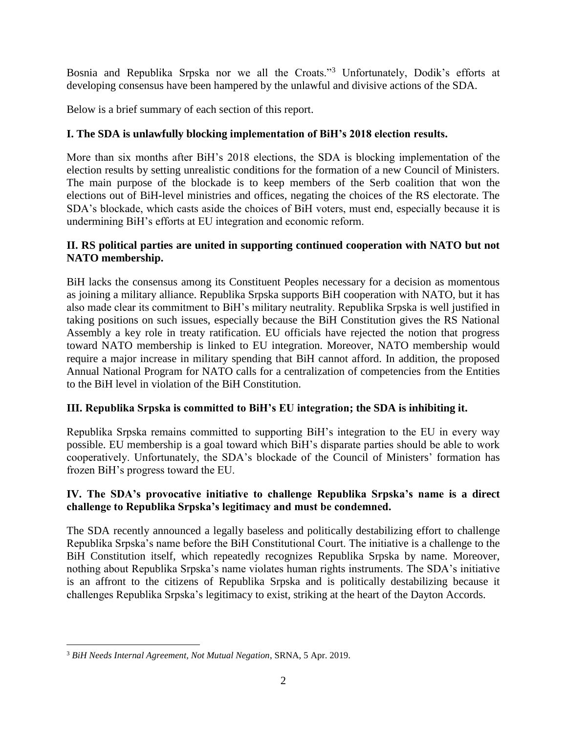Bosnia and Republika Srpska nor we all the Croats."[3] Unfortunately, Dodik's efforts at developing consensus have been hampered by the unlawful and divisive actions of the SDA.

Below is a brief summary of each section of this report.

**I. The SDA is unlawfully blocking implementation of BiH's 2018 election results.**

More than six months after BiH's 2018 elections, the SDA is blocking implementation of the election results by setting unrealistic conditions for the formation of a new Council of Ministers. The main purpose of the blockade is to keep members of the Serb coalition that won the elections out of BiH-level ministries and offices, negating the choices of the RS electorate. The SDA's blockade, which casts aside the choices of BiH voters, must end, especially because it is undermining BiH's efforts at EU integration and economic reform.

**II. RS political parties are united in supporting continued cooperation with NATO but not NATO membership.**

BiH lacks the consensus among its Constituent Peoples necessary for a decision as momentous as joining a military alliance. Republika Srpska supports BiH cooperation with NATO, but it has also made clear its commitment to BiH's military neutrality. Republika Srpska is well justified in taking positions on such issues, especially because the BiH Constitution gives the RS National Assembly a key role in treaty ratification. EU officials have rejected the notion that progress toward NATO membership is linked to EU integration. Moreover, NATO membership would require a major increase in military spending that BiH cannot afford. In addition, the proposed Annual National Program for NATO calls for a centralization of competencies from the Entities to the BiH level in violation of the BiH Constitution.

**III. Republika Srpska is committed to BiH's EU integration; the SDA is inhibiting it.**

Republika Srpska remains committed to supporting BiH's integration to the EU in every way possible. EU membership is a goal toward which BiH's disparate parties should be able to work cooperatively. Unfortunately, the SDA's blockade of the Council of Ministers' formation has frozen BiH's progress toward the EU.

**IV. The SDA's provocative initiative to challenge Republika Srpska's name is a direct challenge to Republika Srpska's legitimacy and must be condemned.**

The SDA recently announced a legally baseless and politically destabilizing effort to challenge Republika Srpska's name before the BiH Constitutional Court. The initiative is a challenge to the BiH Constitution itself, which repeatedly recognizes Republika Srpska by name. Moreover, nothing about Republika Srpska's name violates human rights instruments. The SDA's initiative is an affront to the citizens of Republika Srpska and is politically destabilizing because it challenges Republika Srpska's legitimacy to exist, striking at the heart of the Dayton Accords.

---

[3] *BiH Needs Internal Agreement, Not Mutual Negation*, SRNA, 5 Apr. 2019.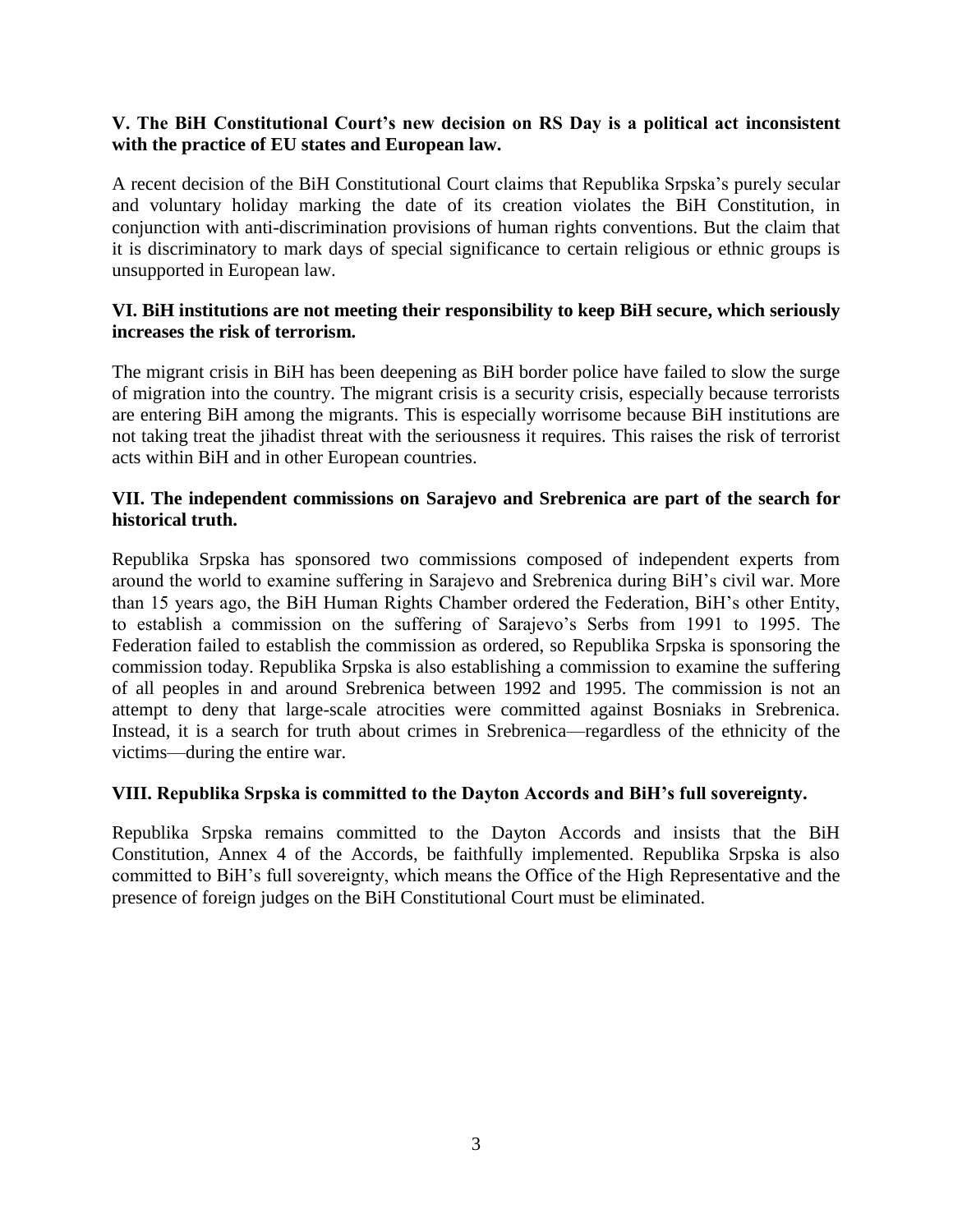**V. The BiH Constitutional Court's new decision on RS Day is a political act inconsistent with the practice of EU states and European law.**

A recent decision of the BiH Constitutional Court claims that Republika Srpska's purely secular and voluntary holiday marking the date of its creation violates the BiH Constitution, in conjunction with anti-discrimination provisions of human rights conventions. But the claim that it is discriminatory to mark days of special significance to certain religious or ethnic groups is unsupported in European law.

**VI. BiH institutions are not meeting their responsibility to keep BiH secure, which seriously increases the risk of terrorism.**

The migrant crisis in BiH has been deepening as BiH border police have failed to slow the surge of migration into the country. The migrant crisis is a security crisis, especially because terrorists are entering BiH among the migrants. This is especially worrisome because BiH institutions are not taking treat the jihadist threat with the seriousness it requires. This raises the risk of terrorist acts within BiH and in other European countries.

**VII. The independent commissions on Sarajevo and Srebrenica are part of the search for historical truth.**

Republika Srpska has sponsored two commissions composed of independent experts from around the world to examine suffering in Sarajevo and Srebrenica during BiH's civil war. More than 15 years ago, the BiH Human Rights Chamber ordered the Federation, BiH's other Entity, to establish a commission on the suffering of Sarajevo's Serbs from 1991 to 1995. The Federation failed to establish the commission as ordered, so Republika Srpska is sponsoring the commission today. Republika Srpska is also establishing a commission to examine the suffering of all peoples in and around Srebrenica between 1992 and 1995. The commission is not an attempt to deny that large-scale atrocities were committed against Bosniaks in Srebrenica. Instead, it is a search for truth about crimes in Srebrenica—regardless of the ethnicity of the victims—during the entire war.

**VIII. Republika Srpska is committed to the Dayton Accords and BiH's full sovereignty.**

Republika Srpska remains committed to the Dayton Accords and insists that the BiH Constitution, Annex 4 of the Accords, be faithfully implemented. Republika Srpska is also committed to BiH's full sovereignty, which means the Office of the High Representative and the presence of foreign judges on the BiH Constitutional Court must be eliminated.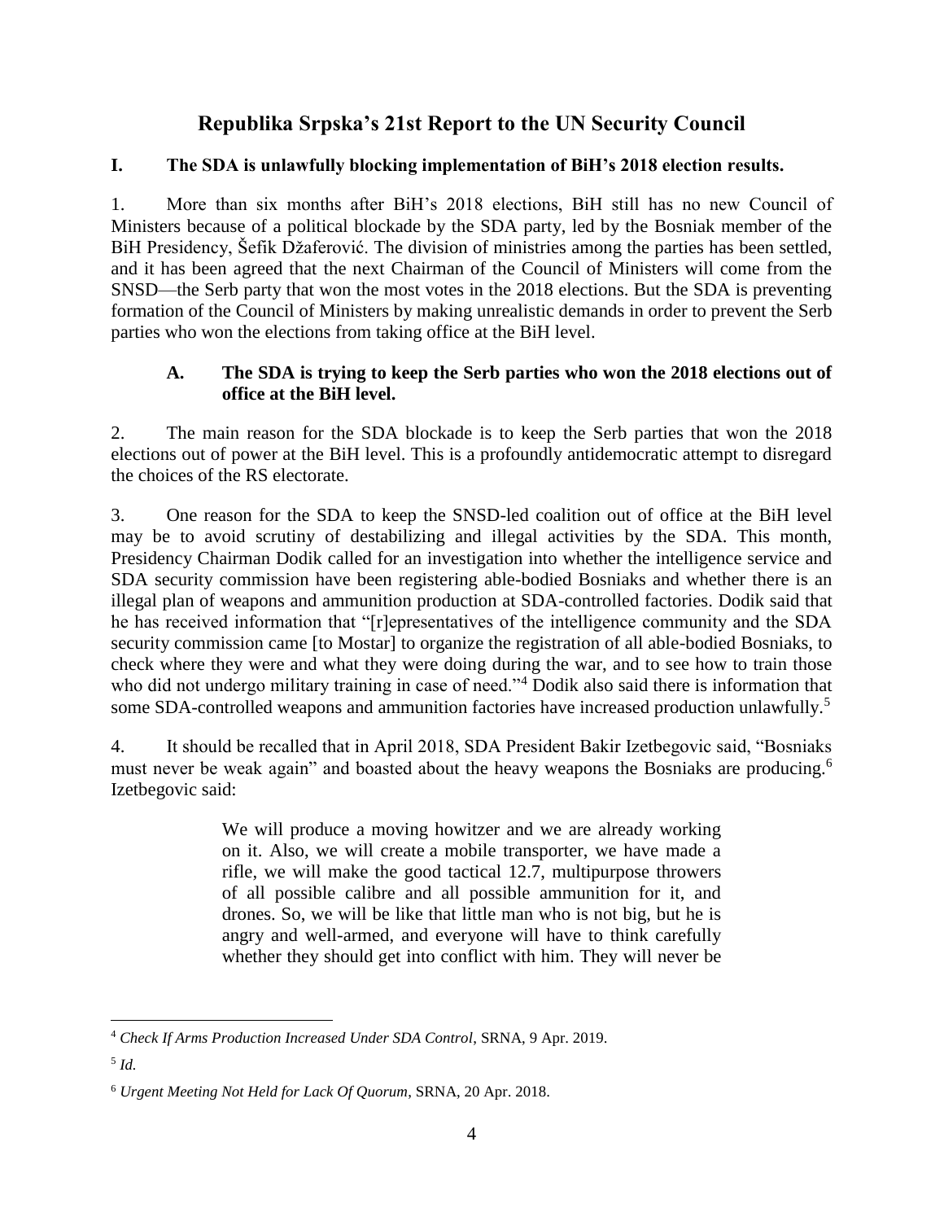# Republika Srpska's 21st Report to the UN Security Council

## I. The SDA is unlawfully blocking implementation of BiH's 2018 election results.

1. More than six months after BiH's 2018 elections, BiH still has no new Council of Ministers because of a political blockade by the SDA party, led by the Bosniak member of the BiH Presidency, Šefik Džaferović. The division of ministries among the parties has been settled, and it has been agreed that the next Chairman of the Council of Ministers will come from the SNSD—the Serb party that won the most votes in the 2018 elections. But the SDA is preventing formation of the Council of Ministers by making unrealistic demands in order to prevent the Serb parties who won the elections from taking office at the BiH level.

### A. The SDA is trying to keep the Serb parties who won the 2018 elections out of office at the BiH level.

2. The main reason for the SDA blockade is to keep the Serb parties that won the 2018 elections out of power at the BiH level. This is a profoundly antidemocratic attempt to disregard the choices of the RS electorate.

3. One reason for the SDA to keep the SNSD-led coalition out of office at the BiH level may be to avoid scrutiny of destabilizing and illegal activities by the SDA. This month, Presidency Chairman Dodik called for an investigation into whether the intelligence service and SDA security commission have been registering able-bodied Bosniaks and whether there is an illegal plan of weapons and ammunition production at SDA-controlled factories. Dodik said that he has received information that "[r]epresentatives of the intelligence community and the SDA security commission came [to Mostar] to organize the registration of all able-bodied Bosniaks, to check where they were and what they were doing during the war, and to see how to train those who did not undergo military training in case of need."[4] Dodik also said there is information that some SDA-controlled weapons and ammunition factories have increased production unlawfully.[5]

4. It should be recalled that in April 2018, SDA President Bakir Izetbegovic said, "Bosniaks must never be weak again" and boasted about the heavy weapons the Bosniaks are producing.[6] Izetbegovic said:

> We will produce a moving howitzer and we are already working on it. Also, we will create a mobile transporter, we have made a rifle, we will make the good tactical 12.7, multipurpose throwers of all possible calibre and all possible ammunition for it, and drones. So, we will be like that little man who is not big, but he is angry and well-armed, and everyone will have to think carefully whether they should get into conflict with him. They will never be

---

[4] *Check If Arms Production Increased Under SDA Control*, SRNA, 9 Apr. 2019.

[5] *Id.*

[6] *Urgent Meeting Not Held for Lack Of Quorum*, SRNA, 20 Apr. 2018.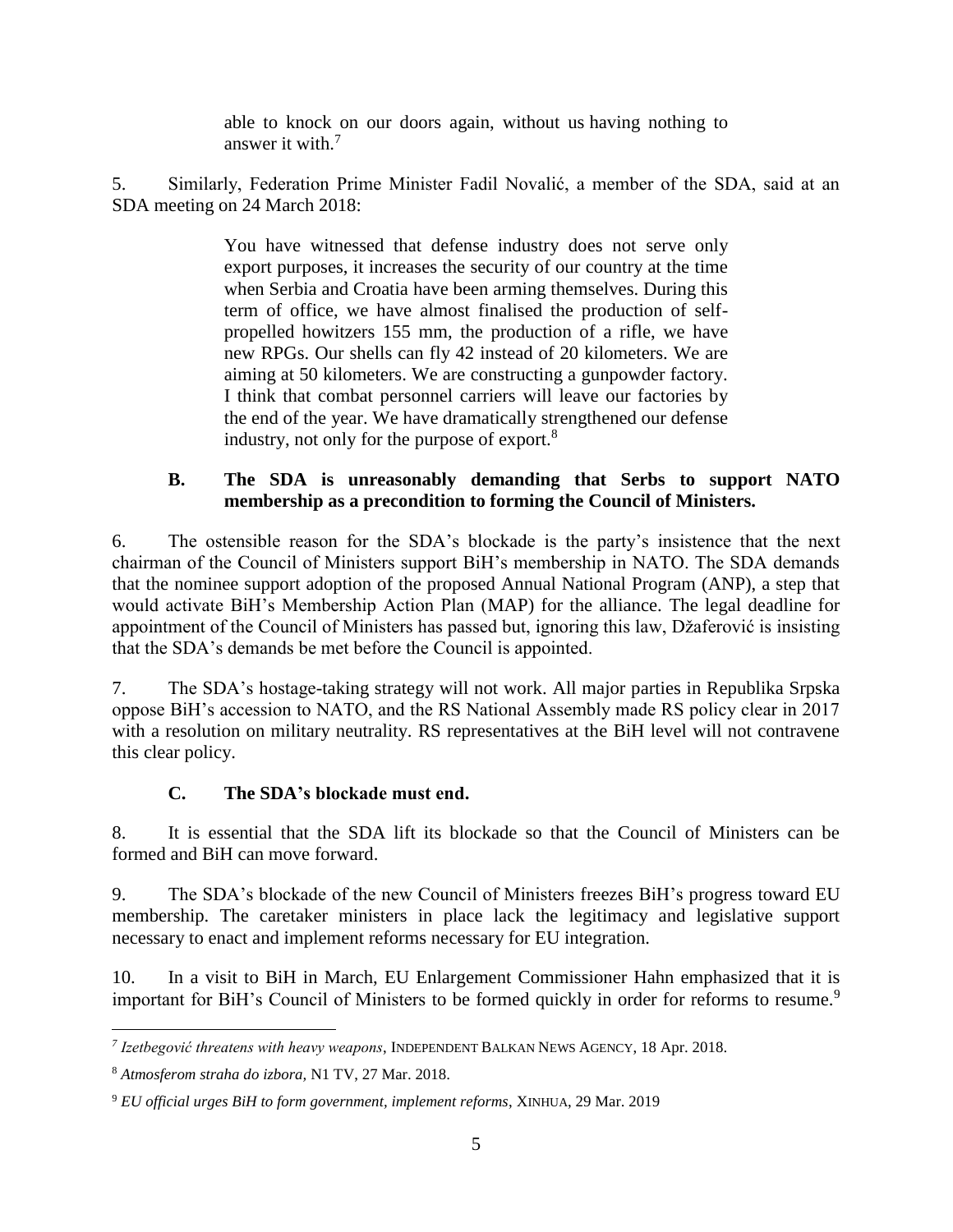> able to knock on our doors again, without us having nothing to answer it with.[7]

5. Similarly, Federation Prime Minister Fadil Novalić, a member of the SDA, said at an SDA meeting on 24 March 2018:

> You have witnessed that defense industry does not serve only export purposes, it increases the security of our country at the time when Serbia and Croatia have been arming themselves. During this term of office, we have almost finalised the production of self-propelled howitzers 155 mm, the production of a rifle, we have new RPGs. Our shells can fly 42 instead of 20 kilometers. We are aiming at 50 kilometers. We are constructing a gunpowder factory. I think that combat personnel carriers will leave our factories by the end of the year. We have dramatically strengthened our defense industry, not only for the purpose of export.[8]

### B. The SDA is unreasonably demanding that Serbs to support NATO membership as a precondition to forming the Council of Ministers.

6. The ostensible reason for the SDA's blockade is the party's insistence that the next chairman of the Council of Ministers support BiH's membership in NATO. The SDA demands that the nominee support adoption of the proposed Annual National Program (ANP), a step that would activate BiH's Membership Action Plan (MAP) for the alliance. The legal deadline for appointment of the Council of Ministers has passed but, ignoring this law, Džaferović is insisting that the SDA's demands be met before the Council is appointed.

7. The SDA's hostage-taking strategy will not work. All major parties in Republika Srpska oppose BiH's accession to NATO, and the RS National Assembly made RS policy clear in 2017 with a resolution on military neutrality. RS representatives at the BiH level will not contravene this clear policy.

### C. The SDA's blockade must end.

8. It is essential that the SDA lift its blockade so that the Council of Ministers can be formed and BiH can move forward.

9. The SDA's blockade of the new Council of Ministers freezes BiH's progress toward EU membership. The caretaker ministers in place lack the legitimacy and legislative support necessary to enact and implement reforms necessary for EU integration.

10. In a visit to BiH in March, EU Enlargement Commissioner Hahn emphasized that it is important for BiH's Council of Ministers to be formed quickly in order for reforms to resume.[9]

---

[7] *Izetbegović threatens with heavy weapons*, INDEPENDENT BALKAN NEWS AGENCY, 18 Apr. 2018.

[8] *Atmosferom straha do izbora,* N1 TV, 27 Mar. 2018.

[9] *EU official urges BiH to form government, implement reforms*, XINHUA, 29 Mar. 2019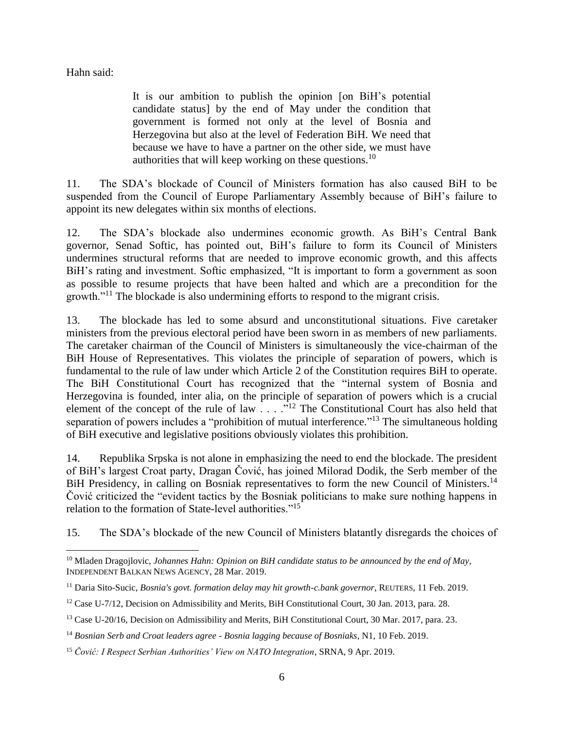Hahn said:

> It is our ambition to publish the opinion [on BiH's potential candidate status] by the end of May under the condition that government is formed not only at the level of Bosnia and Herzegovina but also at the level of Federation BiH. We need that because we have to have a partner on the other side, we must have authorities that will keep working on these questions.[10]

11. The SDA's blockade of Council of Ministers formation has also caused BiH to be suspended from the Council of Europe Parliamentary Assembly because of BiH's failure to appoint its new delegates within six months of elections.

12. The SDA's blockade also undermines economic growth. As BiH's Central Bank governor, Senad Softic, has pointed out, BiH's failure to form its Council of Ministers undermines structural reforms that are needed to improve economic growth, and this affects BiH's rating and investment. Softic emphasized, "It is important to form a government as soon as possible to resume projects that have been halted and which are a precondition for the growth."[11] The blockade is also undermining efforts to respond to the migrant crisis.

13. The blockade has led to some absurd and unconstitutional situations. Five caretaker ministers from the previous electoral period have been sworn in as members of new parliaments. The caretaker chairman of the Council of Ministers is simultaneously the vice-chairman of the BiH House of Representatives. This violates the principle of separation of powers, which is fundamental to the rule of law under which Article 2 of the Constitution requires BiH to operate. The BiH Constitutional Court has recognized that the "internal system of Bosnia and Herzegovina is founded, inter alia, on the principle of separation of powers which is a crucial element of the concept of the rule of law . . . ."[12] The Constitutional Court has also held that separation of powers includes a "prohibition of mutual interference."[13] The simultaneous holding of BiH executive and legislative positions obviously violates this prohibition.

14. Republika Srpska is not alone in emphasizing the need to end the blockade. The president of BiH's largest Croat party, Dragan Čović, has joined Milorad Dodik, the Serb member of the BiH Presidency, in calling on Bosniak representatives to form the new Council of Ministers.[14] Čović criticized the "evident tactics by the Bosniak politicians to make sure nothing happens in relation to the formation of State-level authorities."[15]

15. The SDA's blockade of the new Council of Ministers blatantly disregards the choices of

---

[10] Mladen Dragojlovic, *Johannes Hahn: Opinion on BiH candidate status to be announced by the end of May*, INDEPENDENT BALKAN NEWS AGENCY, 28 Mar. 2019.

[11] Daria Sito-Sucic, *Bosnia's govt. formation delay may hit growth-c.bank governor*, REUTERS, 11 Feb. 2019.

[12] Case U-7/12, Decision on Admissibility and Merits, BiH Constitutional Court, 30 Jan. 2013, para. 28.

[13] Case U-20/16, Decision on Admissibility and Merits, BiH Constitutional Court, 30 Mar. 2017, para. 23.

[14] *Bosnian Serb and Croat leaders agree - Bosnia lagging because of Bosniaks*, N1, 10 Feb. 2019.

[15] *Čović: I Respect Serbian Authorities' View on NATO Integration*, SRNA, 9 Apr. 2019.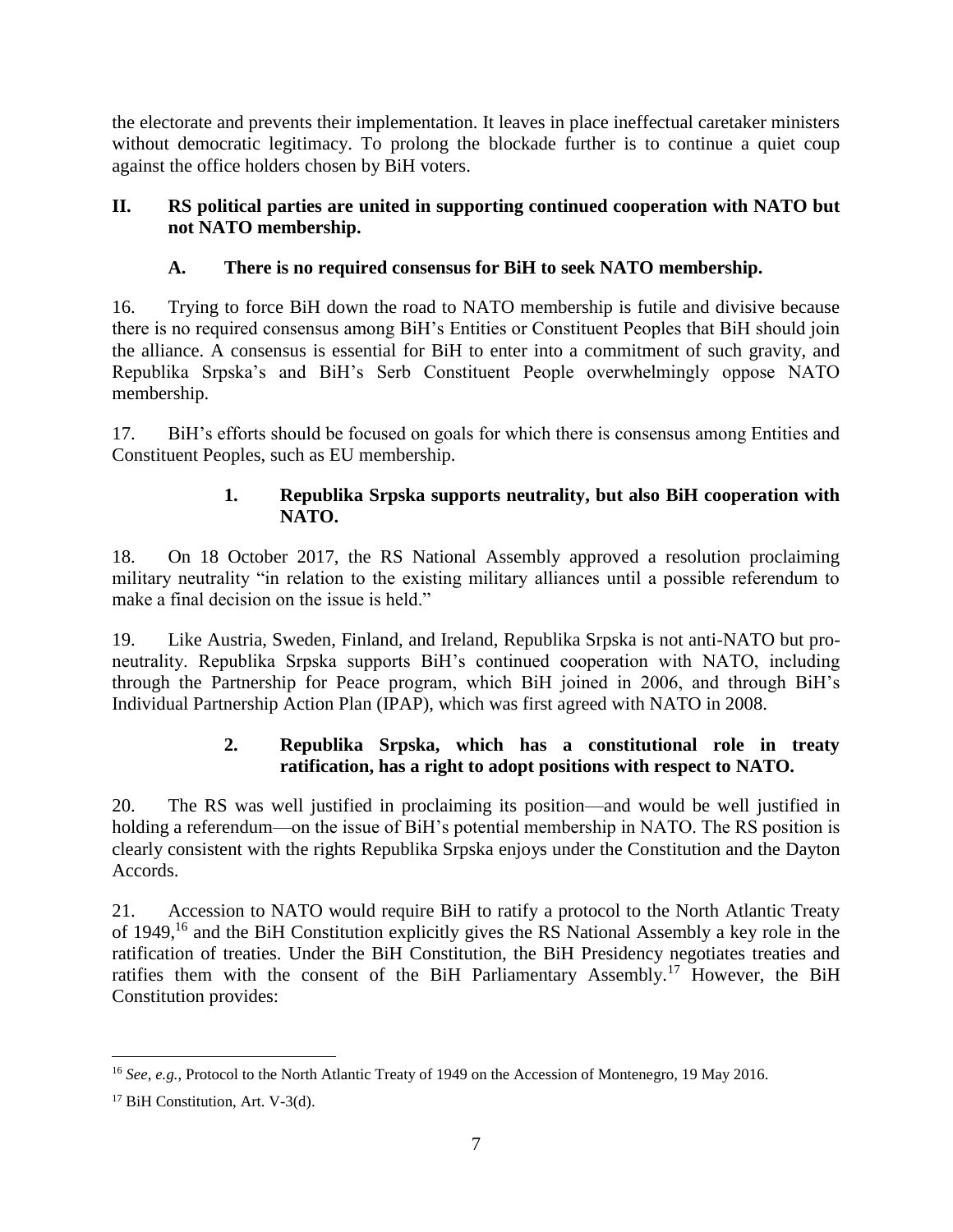the electorate and prevents their implementation. It leaves in place ineffectual caretaker ministers without democratic legitimacy. To prolong the blockade further is to continue a quiet coup against the office holders chosen by BiH voters.

## II. RS political parties are united in supporting continued cooperation with NATO but not NATO membership.

### A. There is no required consensus for BiH to seek NATO membership.

16. Trying to force BiH down the road to NATO membership is futile and divisive because there is no required consensus among BiH's Entities or Constituent Peoples that BiH should join the alliance. A consensus is essential for BiH to enter into a commitment of such gravity, and Republika Srpska's and BiH's Serb Constituent People overwhelmingly oppose NATO membership.

17. BiH's efforts should be focused on goals for which there is consensus among Entities and Constituent Peoples, such as EU membership.

#### 1. Republika Srpska supports neutrality, but also BiH cooperation with NATO.

18. On 18 October 2017, the RS National Assembly approved a resolution proclaiming military neutrality "in relation to the existing military alliances until a possible referendum to make a final decision on the issue is held."

19. Like Austria, Sweden, Finland, and Ireland, Republika Srpska is not anti-NATO but pro-neutrality. Republika Srpska supports BiH's continued cooperation with NATO, including through the Partnership for Peace program, which BiH joined in 2006, and through BiH's Individual Partnership Action Plan (IPAP), which was first agreed with NATO in 2008.

#### 2. Republika Srpska, which has a constitutional role in treaty ratification, has a right to adopt positions with respect to NATO.

20. The RS was well justified in proclaiming its position—and would be well justified in holding a referendum—on the issue of BiH's potential membership in NATO. The RS position is clearly consistent with the rights Republika Srpska enjoys under the Constitution and the Dayton Accords.

21. Accession to NATO would require BiH to ratify a protocol to the North Atlantic Treaty of 1949,[16] and the BiH Constitution explicitly gives the RS National Assembly a key role in the ratification of treaties. Under the BiH Constitution, the BiH Presidency negotiates treaties and ratifies them with the consent of the BiH Parliamentary Assembly.[17] However, the BiH Constitution provides:

---

[16] *See, e.g.*, Protocol to the North Atlantic Treaty of 1949 on the Accession of Montenegro, 19 May 2016.

[17] BiH Constitution, Art. V-3(d).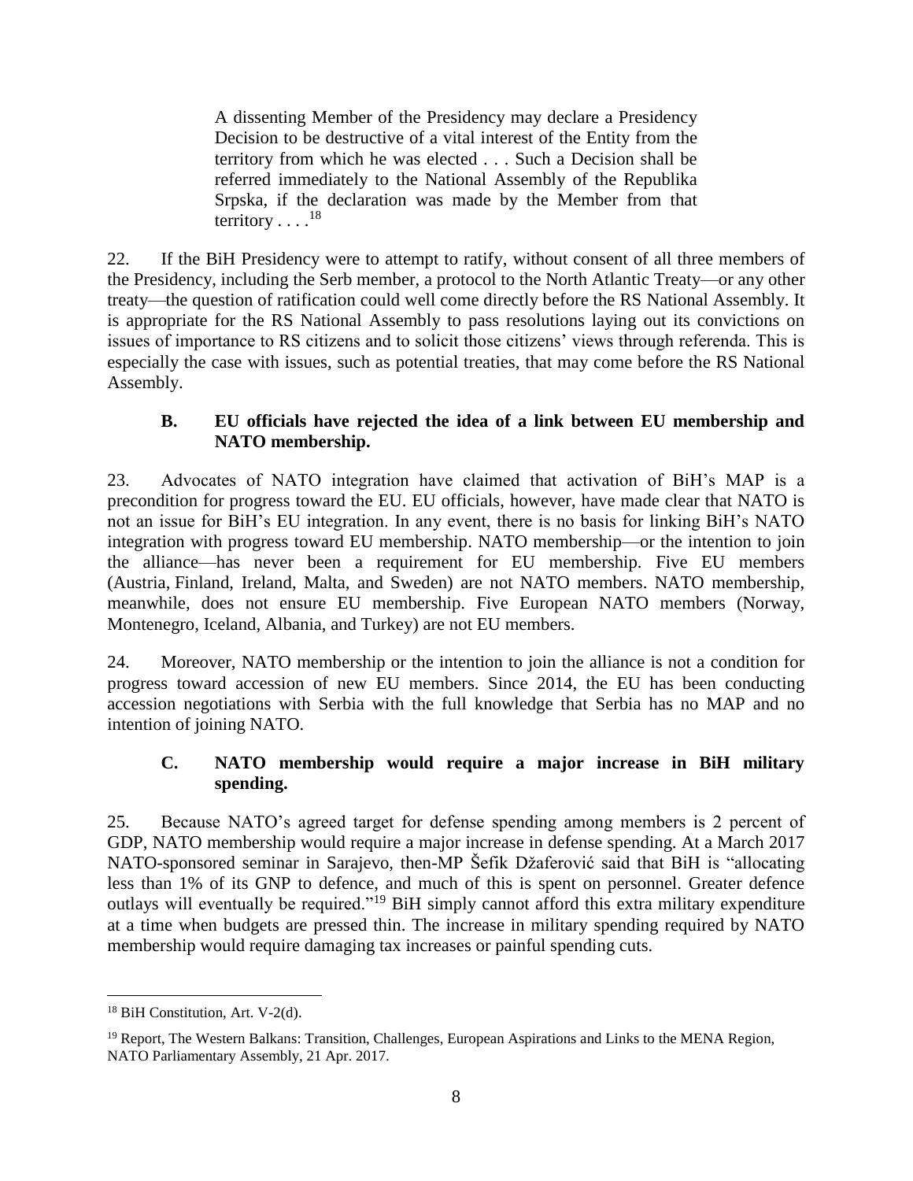> A dissenting Member of the Presidency may declare a Presidency Decision to be destructive of a vital interest of the Entity from the territory from which he was elected . . . Such a Decision shall be referred immediately to the National Assembly of the Republika Srpska, if the declaration was made by the Member from that territory . . . .[18]

22. If the BiH Presidency were to attempt to ratify, without consent of all three members of the Presidency, including the Serb member, a protocol to the North Atlantic Treaty—or any other treaty—the question of ratification could well come directly before the RS National Assembly. It is appropriate for the RS National Assembly to pass resolutions laying out its convictions on issues of importance to RS citizens and to solicit those citizens' views through referenda. This is especially the case with issues, such as potential treaties, that may come before the RS National Assembly.

### B. EU officials have rejected the idea of a link between EU membership and NATO membership.

23. Advocates of NATO integration have claimed that activation of BiH's MAP is a precondition for progress toward the EU. EU officials, however, have made clear that NATO is not an issue for BiH's EU integration. In any event, there is no basis for linking BiH's NATO integration with progress toward EU membership. NATO membership—or the intention to join the alliance—has never been a requirement for EU membership. Five EU members (Austria, Finland, Ireland, Malta, and Sweden) are not NATO members. NATO membership, meanwhile, does not ensure EU membership. Five European NATO members (Norway, Montenegro, Iceland, Albania, and Turkey) are not EU members.

24. Moreover, NATO membership or the intention to join the alliance is not a condition for progress toward accession of new EU members. Since 2014, the EU has been conducting accession negotiations with Serbia with the full knowledge that Serbia has no MAP and no intention of joining NATO.

### C. NATO membership would require a major increase in BiH military spending.

25. Because NATO's agreed target for defense spending among members is 2 percent of GDP, NATO membership would require a major increase in defense spending. At a March 2017 NATO-sponsored seminar in Sarajevo, then-MP Šefik Džaferović said that BiH is "allocating less than 1% of its GNP to defence, and much of this is spent on personnel. Greater defence outlays will eventually be required."[19] BiH simply cannot afford this extra military expenditure at a time when budgets are pressed thin. The increase in military spending required by NATO membership would require damaging tax increases or painful spending cuts.

---

[18] BiH Constitution, Art. V-2(d).

[19] Report, The Western Balkans: Transition, Challenges, European Aspirations and Links to the MENA Region, NATO Parliamentary Assembly, 21 Apr. 2017.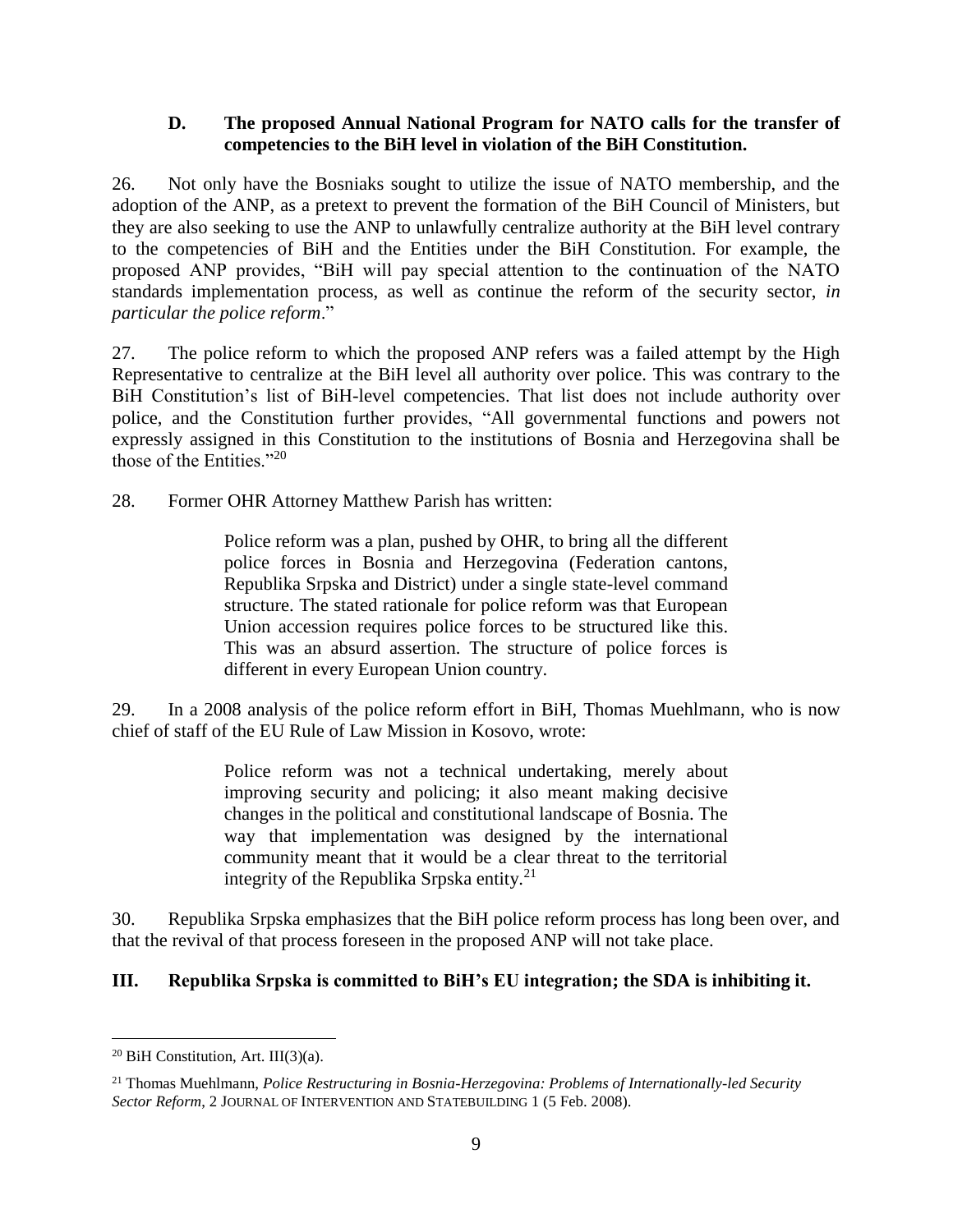### D. The proposed Annual National Program for NATO calls for the transfer of competencies to the BiH level in violation of the BiH Constitution.

26. Not only have the Bosniaks sought to utilize the issue of NATO membership, and the adoption of the ANP, as a pretext to prevent the formation of the BiH Council of Ministers, but they are also seeking to use the ANP to unlawfully centralize authority at the BiH level contrary to the competencies of BiH and the Entities under the BiH Constitution. For example, the proposed ANP provides, "BiH will pay special attention to the continuation of the NATO standards implementation process, as well as continue the reform of the security sector, *in particular the police reform*."

27. The police reform to which the proposed ANP refers was a failed attempt by the High Representative to centralize at the BiH level all authority over police. This was contrary to the BiH Constitution's list of BiH-level competencies. That list does not include authority over police, and the Constitution further provides, "All governmental functions and powers not expressly assigned in this Constitution to the institutions of Bosnia and Herzegovina shall be those of the Entities."[20]

28. Former OHR Attorney Matthew Parish has written:

> Police reform was a plan, pushed by OHR, to bring all the different police forces in Bosnia and Herzegovina (Federation cantons, Republika Srpska and District) under a single state-level command structure. The stated rationale for police reform was that European Union accession requires police forces to be structured like this. This was an absurd assertion. The structure of police forces is different in every European Union country.

29. In a 2008 analysis of the police reform effort in BiH, Thomas Muehlmann, who is now chief of staff of the EU Rule of Law Mission in Kosovo, wrote:

> Police reform was not a technical undertaking, merely about improving security and policing; it also meant making decisive changes in the political and constitutional landscape of Bosnia. The way that implementation was designed by the international community meant that it would be a clear threat to the territorial integrity of the Republika Srpska entity.[21]

30. Republika Srpska emphasizes that the BiH police reform process has long been over, and that the revival of that process foreseen in the proposed ANP will not take place.

## III. Republika Srpska is committed to BiH's EU integration; the SDA is inhibiting it.

---

[20] BiH Constitution, Art. III(3)(a).

[21] Thomas Muehlmann, *Police Restructuring in Bosnia-Herzegovina: Problems of Internationally-led Security Sector Reform*, 2 JOURNAL OF INTERVENTION AND STATEBUILDING 1 (5 Feb. 2008).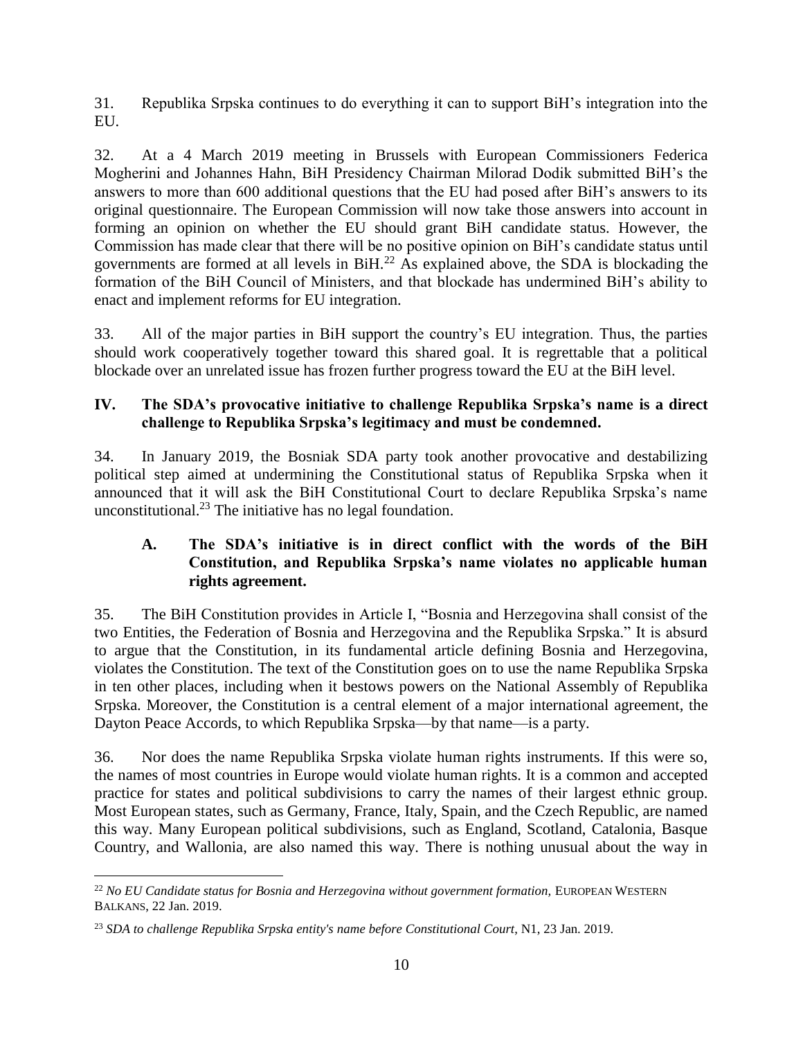31. Republika Srpska continues to do everything it can to support BiH's integration into the EU.

32. At a 4 March 2019 meeting in Brussels with European Commissioners Federica Mogherini and Johannes Hahn, BiH Presidency Chairman Milorad Dodik submitted BiH's the answers to more than 600 additional questions that the EU had posed after BiH's answers to its original questionnaire. The European Commission will now take those answers into account in forming an opinion on whether the EU should grant BiH candidate status. However, the Commission has made clear that there will be no positive opinion on BiH's candidate status until governments are formed at all levels in BiH.[22] As explained above, the SDA is blockading the formation of the BiH Council of Ministers, and that blockade has undermined BiH's ability to enact and implement reforms for EU integration.

33. All of the major parties in BiH support the country's EU integration. Thus, the parties should work cooperatively together toward this shared goal. It is regrettable that a political blockade over an unrelated issue has frozen further progress toward the EU at the BiH level.

## IV. The SDA's provocative initiative to challenge Republika Srpska's name is a direct challenge to Republika Srpska's legitimacy and must be condemned.

34. In January 2019, the Bosniak SDA party took another provocative and destabilizing political step aimed at undermining the Constitutional status of Republika Srpska when it announced that it will ask the BiH Constitutional Court to declare Republika Srpska's name unconstitutional.[23] The initiative has no legal foundation.

### A. The SDA's initiative is in direct conflict with the words of the BiH Constitution, and Republika Srpska's name violates no applicable human rights agreement.

35. The BiH Constitution provides in Article I, "Bosnia and Herzegovina shall consist of the two Entities, the Federation of Bosnia and Herzegovina and the Republika Srpska." It is absurd to argue that the Constitution, in its fundamental article defining Bosnia and Herzegovina, violates the Constitution. The text of the Constitution goes on to use the name Republika Srpska in ten other places, including when it bestows powers on the National Assembly of Republika Srpska. Moreover, the Constitution is a central element of a major international agreement, the Dayton Peace Accords, to which Republika Srpska—by that name—is a party.

36. Nor does the name Republika Srpska violate human rights instruments. If this were so, the names of most countries in Europe would violate human rights. It is a common and accepted practice for states and political subdivisions to carry the names of their largest ethnic group. Most European states, such as Germany, France, Italy, Spain, and the Czech Republic, are named this way. Many European political subdivisions, such as England, Scotland, Catalonia, Basque Country, and Wallonia, are also named this way. There is nothing unusual about the way in

---

[22] *No EU Candidate status for Bosnia and Herzegovina without government formation,* EUROPEAN WESTERN BALKANS, 22 Jan. 2019.

[23] *SDA to challenge Republika Srpska entity's name before Constitutional Court*, N1, 23 Jan. 2019.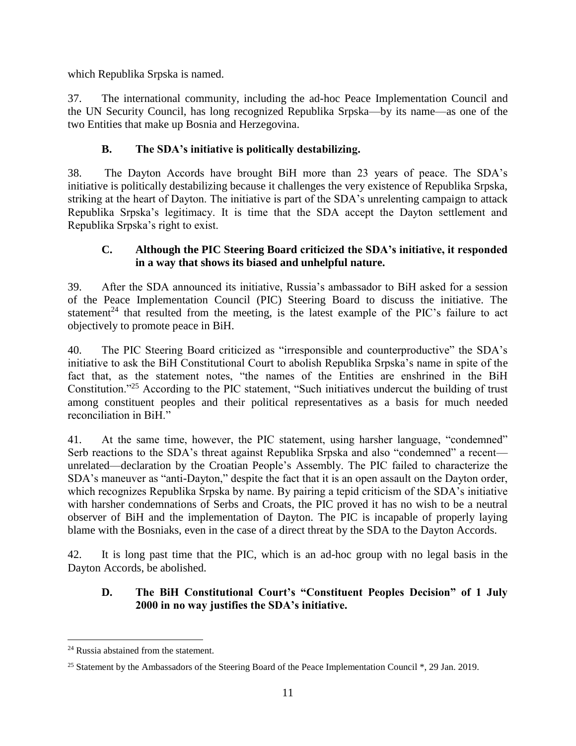which Republika Srpska is named.

37. The international community, including the ad-hoc Peace Implementation Council and the UN Security Council, has long recognized Republika Srpska—by its name—as one of the two Entities that make up Bosnia and Herzegovina.

### B. The SDA's initiative is politically destabilizing.

38. The Dayton Accords have brought BiH more than 23 years of peace. The SDA's initiative is politically destabilizing because it challenges the very existence of Republika Srpska, striking at the heart of Dayton. The initiative is part of the SDA's unrelenting campaign to attack Republika Srpska's legitimacy. It is time that the SDA accept the Dayton settlement and Republika Srpska's right to exist.

### C. Although the PIC Steering Board criticized the SDA's initiative, it responded in a way that shows its biased and unhelpful nature.

39. After the SDA announced its initiative, Russia's ambassador to BiH asked for a session of the Peace Implementation Council (PIC) Steering Board to discuss the initiative. The statement[24] that resulted from the meeting, is the latest example of the PIC's failure to act objectively to promote peace in BiH.

40. The PIC Steering Board criticized as "irresponsible and counterproductive" the SDA's initiative to ask the BiH Constitutional Court to abolish Republika Srpska's name in spite of the fact that, as the statement notes, "the names of the Entities are enshrined in the BiH Constitution."[25] According to the PIC statement, "Such initiatives undercut the building of trust among constituent peoples and their political representatives as a basis for much needed reconciliation in BiH."

41. At the same time, however, the PIC statement, using harsher language, "condemned" Serb reactions to the SDA's threat against Republika Srpska and also "condemned" a recent—unrelated—declaration by the Croatian People's Assembly. The PIC failed to characterize the SDA's maneuver as "anti-Dayton," despite the fact that it is an open assault on the Dayton order, which recognizes Republika Srpska by name. By pairing a tepid criticism of the SDA's initiative with harsher condemnations of Serbs and Croats, the PIC proved it has no wish to be a neutral observer of BiH and the implementation of Dayton. The PIC is incapable of properly laying blame with the Bosniaks, even in the case of a direct threat by the SDA to the Dayton Accords.

42. It is long past time that the PIC, which is an ad-hoc group with no legal basis in the Dayton Accords, be abolished.

### D. The BiH Constitutional Court's "Constituent Peoples Decision" of 1 July 2000 in no way justifies the SDA's initiative.

---

[24] Russia abstained from the statement.

[25] Statement by the Ambassadors of the Steering Board of the Peace Implementation Council *, 29 Jan. 2019.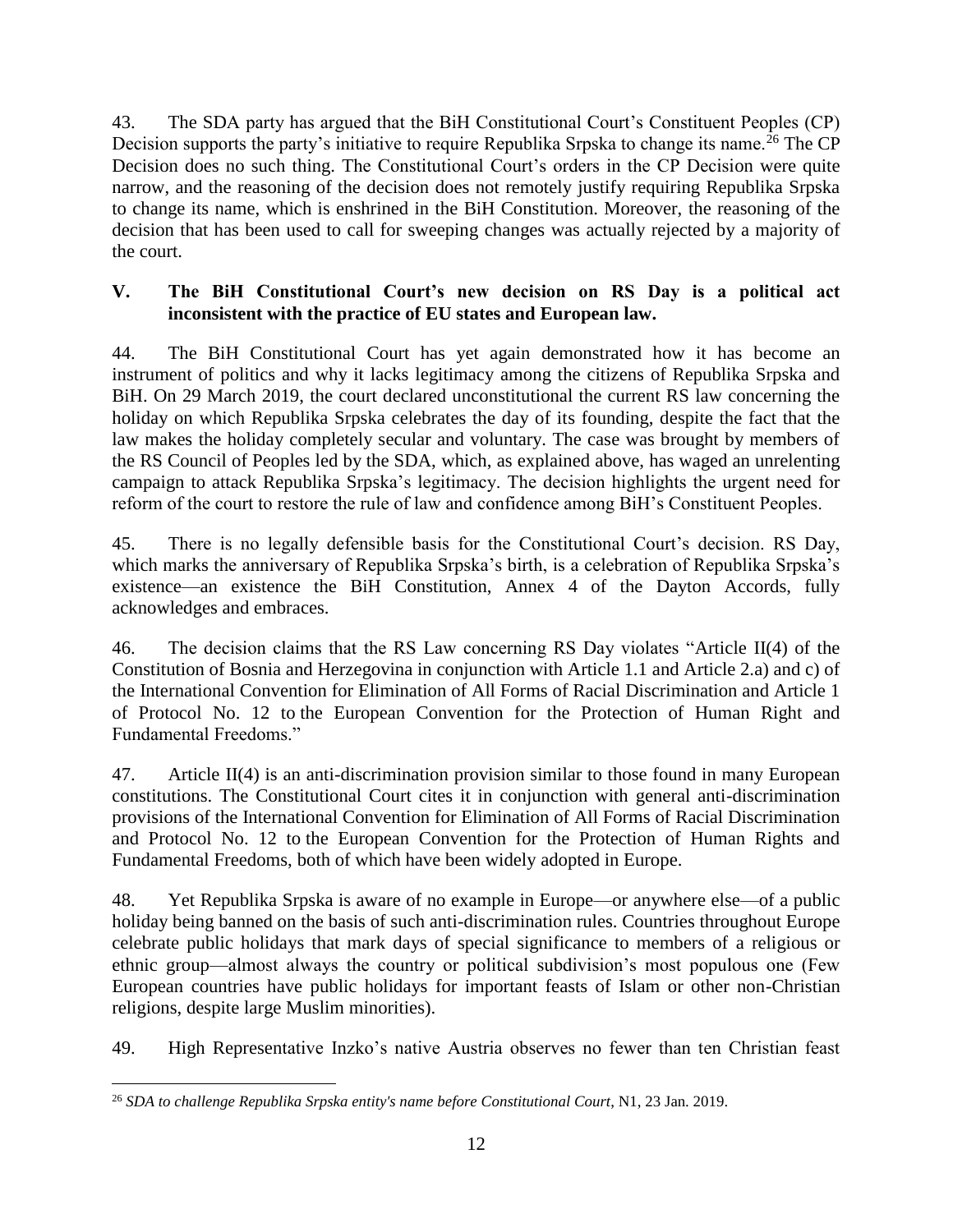43. The SDA party has argued that the BiH Constitutional Court's Constituent Peoples (CP) Decision supports the party's initiative to require Republika Srpska to change its name.[26] The CP Decision does no such thing. The Constitutional Court's orders in the CP Decision were quite narrow, and the reasoning of the decision does not remotely justify requiring Republika Srpska to change its name, which is enshrined in the BiH Constitution. Moreover, the reasoning of the decision that has been used to call for sweeping changes was actually rejected by a majority of the court.

## V. The BiH Constitutional Court's new decision on RS Day is a political act inconsistent with the practice of EU states and European law.

44. The BiH Constitutional Court has yet again demonstrated how it has become an instrument of politics and why it lacks legitimacy among the citizens of Republika Srpska and BiH. On 29 March 2019, the court declared unconstitutional the current RS law concerning the holiday on which Republika Srpska celebrates the day of its founding, despite the fact that the law makes the holiday completely secular and voluntary. The case was brought by members of the RS Council of Peoples led by the SDA, which, as explained above, has waged an unrelenting campaign to attack Republika Srpska's legitimacy. The decision highlights the urgent need for reform of the court to restore the rule of law and confidence among BiH's Constituent Peoples.

45. There is no legally defensible basis for the Constitutional Court's decision. RS Day, which marks the anniversary of Republika Srpska's birth, is a celebration of Republika Srpska's existence—an existence the BiH Constitution, Annex 4 of the Dayton Accords, fully acknowledges and embraces.

46. The decision claims that the RS Law concerning RS Day violates "Article II(4) of the Constitution of Bosnia and Herzegovina in conjunction with Article 1.1 and Article 2.a) and c) of the International Convention for Elimination of All Forms of Racial Discrimination and Article 1 of Protocol No. 12 to the European Convention for the Protection of Human Right and Fundamental Freedoms."

47. Article II(4) is an anti-discrimination provision similar to those found in many European constitutions. The Constitutional Court cites it in conjunction with general anti-discrimination provisions of the International Convention for Elimination of All Forms of Racial Discrimination and Protocol No. 12 to the European Convention for the Protection of Human Rights and Fundamental Freedoms, both of which have been widely adopted in Europe.

48. Yet Republika Srpska is aware of no example in Europe—or anywhere else—of a public holiday being banned on the basis of such anti-discrimination rules. Countries throughout Europe celebrate public holidays that mark days of special significance to members of a religious or ethnic group—almost always the country or political subdivision's most populous one (Few European countries have public holidays for important feasts of Islam or other non-Christian religions, despite large Muslim minorities).

49. High Representative Inzko's native Austria observes no fewer than ten Christian feast

---

[26] *SDA to challenge Republika Srpska entity's name before Constitutional Court*, N1, 23 Jan. 2019.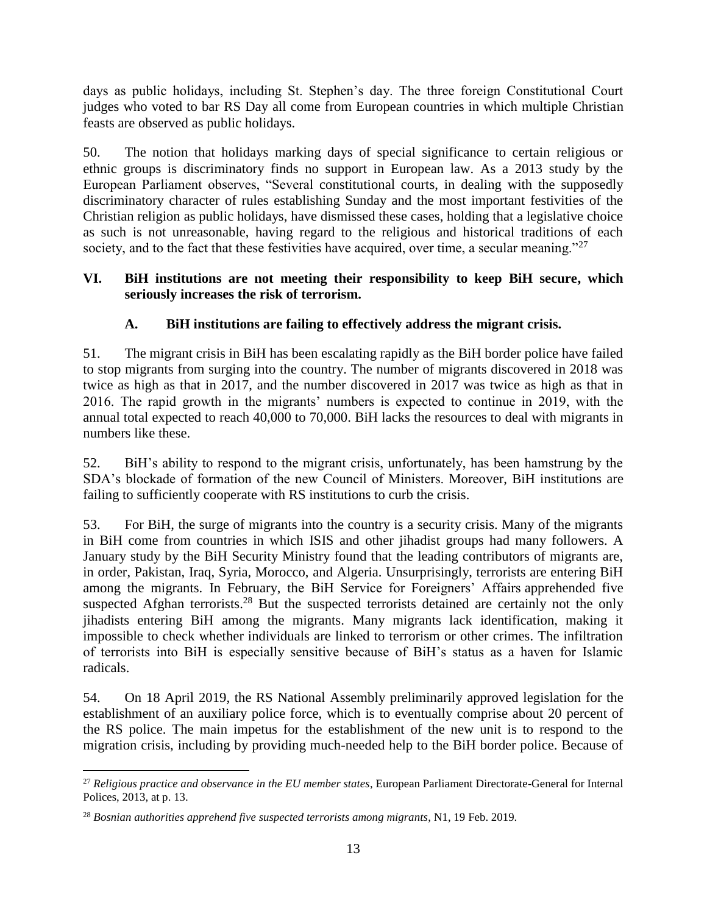days as public holidays, including St. Stephen's day. The three foreign Constitutional Court judges who voted to bar RS Day all come from European countries in which multiple Christian feasts are observed as public holidays.

50. The notion that holidays marking days of special significance to certain religious or ethnic groups is discriminatory finds no support in European law. As a 2013 study by the European Parliament observes, "Several constitutional courts, in dealing with the supposedly discriminatory character of rules establishing Sunday and the most important festivities of the Christian religion as public holidays, have dismissed these cases, holding that a legislative choice as such is not unreasonable, having regard to the religious and historical traditions of each society, and to the fact that these festivities have acquired, over time, a secular meaning."[27]

## VI. BiH institutions are not meeting their responsibility to keep BiH secure, which seriously increases the risk of terrorism.

### A. BiH institutions are failing to effectively address the migrant crisis.

51. The migrant crisis in BiH has been escalating rapidly as the BiH border police have failed to stop migrants from surging into the country. The number of migrants discovered in 2018 was twice as high as that in 2017, and the number discovered in 2017 was twice as high as that in 2016. The rapid growth in the migrants' numbers is expected to continue in 2019, with the annual total expected to reach 40,000 to 70,000. BiH lacks the resources to deal with migrants in numbers like these.

52. BiH's ability to respond to the migrant crisis, unfortunately, has been hamstrung by the SDA's blockade of formation of the new Council of Ministers. Moreover, BiH institutions are failing to sufficiently cooperate with RS institutions to curb the crisis.

53. For BiH, the surge of migrants into the country is a security crisis. Many of the migrants in BiH come from countries in which ISIS and other jihadist groups had many followers. A January study by the BiH Security Ministry found that the leading contributors of migrants are, in order, Pakistan, Iraq, Syria, Morocco, and Algeria. Unsurprisingly, terrorists are entering BiH among the migrants. In February, the BiH Service for Foreigners' Affairs apprehended five suspected Afghan terrorists.[28] But the suspected terrorists detained are certainly not the only jihadists entering BiH among the migrants. Many migrants lack identification, making it impossible to check whether individuals are linked to terrorism or other crimes. The infiltration of terrorists into BiH is especially sensitive because of BiH's status as a haven for Islamic radicals.

54. On 18 April 2019, the RS National Assembly preliminarily approved legislation for the establishment of an auxiliary police force, which is to eventually comprise about 20 percent of the RS police. The main impetus for the establishment of the new unit is to respond to the migration crisis, including by providing much-needed help to the BiH border police. Because of

---

[27] *Religious practice and observance in the EU member states*, European Parliament Directorate-General for Internal Polices, 2013, at p. 13.

[28] *Bosnian authorities apprehend five suspected terrorists among migrants*, N1, 19 Feb. 2019.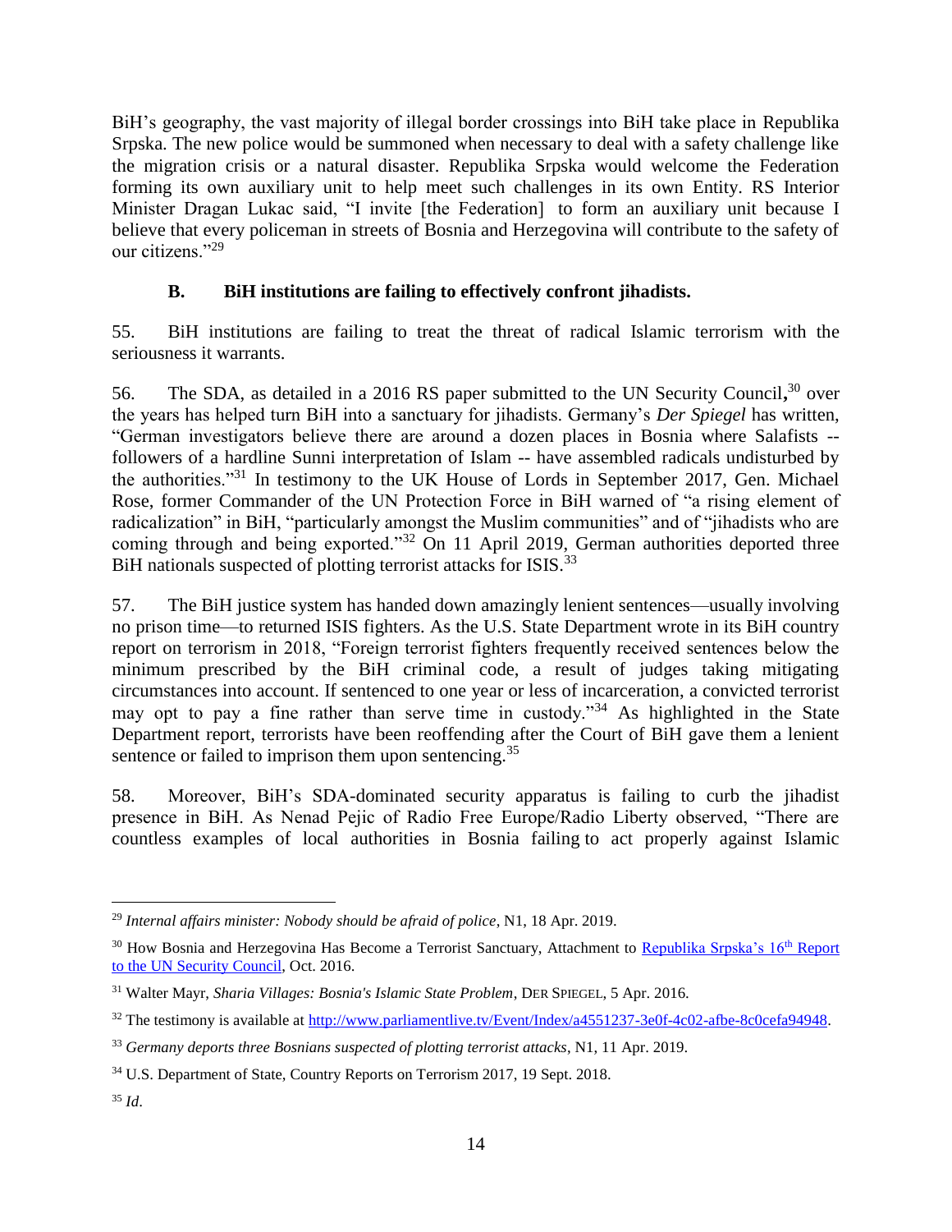BiH's geography, the vast majority of illegal border crossings into BiH take place in Republika Srpska. The new police would be summoned when necessary to deal with a safety challenge like the migration crisis or a natural disaster. Republika Srpska would welcome the Federation forming its own auxiliary unit to help meet such challenges in its own Entity. RS Interior Minister Dragan Lukac said, "I invite [the Federation] to form an auxiliary unit because I believe that every policeman in streets of Bosnia and Herzegovina will contribute to the safety of our citizens."[29]

### B. BiH institutions are failing to effectively confront jihadists.

55. BiH institutions are failing to treat the threat of radical Islamic terrorism with the seriousness it warrants.

56. The SDA, as detailed in a 2016 RS paper submitted to the UN Security Council,[30] over the years has helped turn BiH into a sanctuary for jihadists. Germany's *Der Spiegel* has written, "German investigators believe there are around a dozen places in Bosnia where Salafists -- followers of a hardline Sunni interpretation of Islam -- have assembled radicals undisturbed by the authorities."[31] In testimony to the UK House of Lords in September 2017, Gen. Michael Rose, former Commander of the UN Protection Force in BiH warned of "a rising element of radicalization" in BiH, "particularly amongst the Muslim communities" and of "jihadists who are coming through and being exported."[32] On 11 April 2019, German authorities deported three BiH nationals suspected of plotting terrorist attacks for ISIS.[33]

57. The BiH justice system has handed down amazingly lenient sentences—usually involving no prison time—to returned ISIS fighters. As the U.S. State Department wrote in its BiH country report on terrorism in 2018, "Foreign terrorist fighters frequently received sentences below the minimum prescribed by the BiH criminal code, a result of judges taking mitigating circumstances into account. If sentenced to one year or less of incarceration, a convicted terrorist may opt to pay a fine rather than serve time in custody."[34] As highlighted in the State Department report, terrorists have been reoffending after the Court of BiH gave them a lenient sentence or failed to imprison them upon sentencing.[35]

58. Moreover, BiH's SDA-dominated security apparatus is failing to curb the jihadist presence in BiH. As Nenad Pejic of Radio Free Europe/Radio Liberty observed, "There are countless examples of local authorities in Bosnia failing to act properly against Islamic

---

[29] *Internal affairs minister: Nobody should be afraid of police*, N1, 18 Apr. 2019.

[30] How Bosnia and Herzegovina Has Become a Terrorist Sanctuary, Attachment to Republika Srpska's 16th Report to the UN Security Council, Oct. 2016.

[31] Walter Mayr, *Sharia Villages: Bosnia's Islamic State Problem*, DER SPIEGEL, 5 Apr. 2016.

[32] The testimony is available at http://www.parliamentlive.tv/Event/Index/a4551237-3e0f-4c02-afbe-8c0cefa94948.

[33] *Germany deports three Bosnians suspected of plotting terrorist attacks*, N1, 11 Apr. 2019.

[34] U.S. Department of State, Country Reports on Terrorism 2017, 19 Sept. 2018.

[35] *Id*.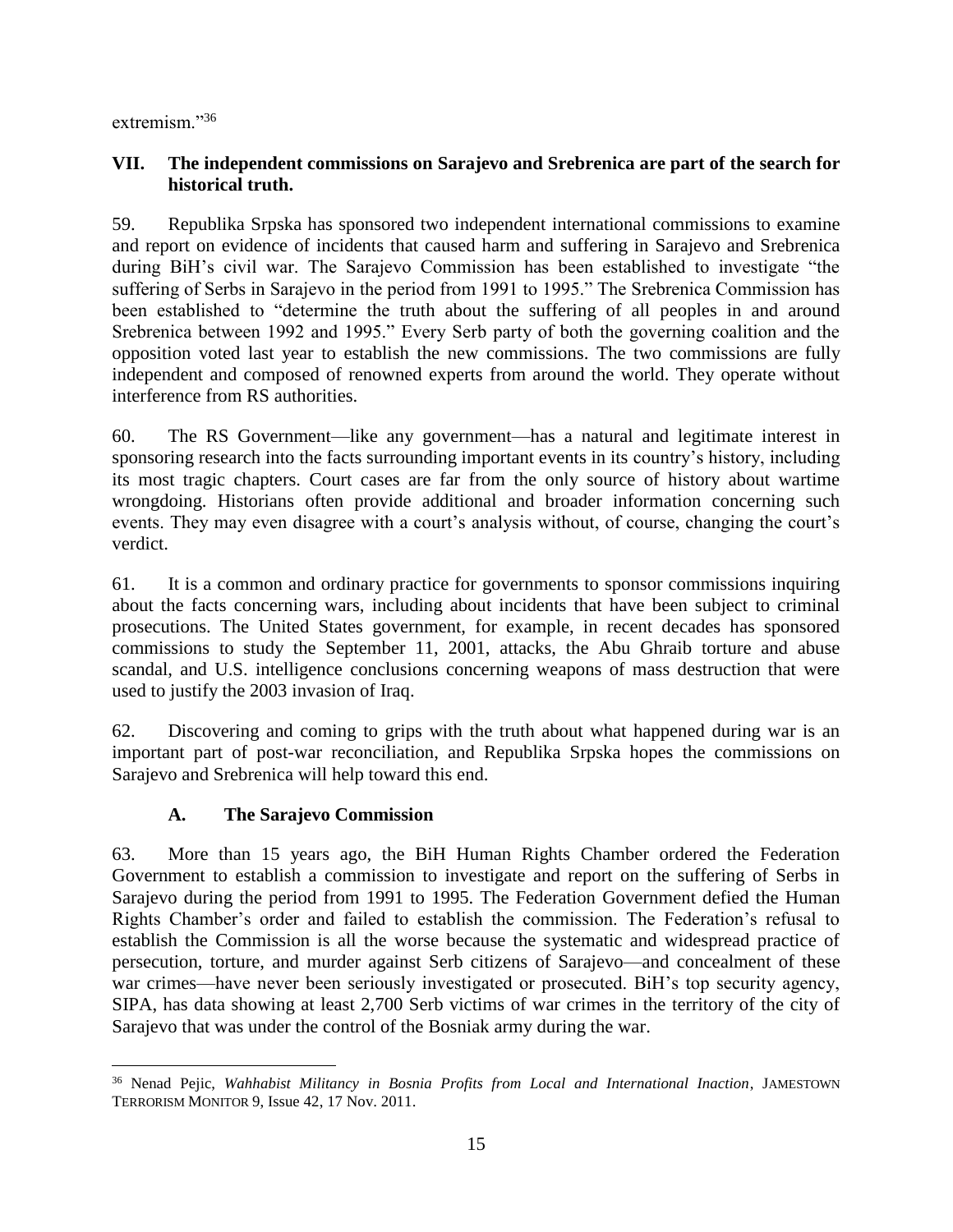extremism."[36]

## VII. The independent commissions on Sarajevo and Srebrenica are part of the search for historical truth.

59. Republika Srpska has sponsored two independent international commissions to examine and report on evidence of incidents that caused harm and suffering in Sarajevo and Srebrenica during BiH's civil war. The Sarajevo Commission has been established to investigate "the suffering of Serbs in Sarajevo in the period from 1991 to 1995." The Srebrenica Commission has been established to "determine the truth about the suffering of all peoples in and around Srebrenica between 1992 and 1995." Every Serb party of both the governing coalition and the opposition voted last year to establish the new commissions. The two commissions are fully independent and composed of renowned experts from around the world. They operate without interference from RS authorities.

60. The RS Government—like any government—has a natural and legitimate interest in sponsoring research into the facts surrounding important events in its country's history, including its most tragic chapters. Court cases are far from the only source of history about wartime wrongdoing. Historians often provide additional and broader information concerning such events. They may even disagree with a court's analysis without, of course, changing the court's verdict.

61. It is a common and ordinary practice for governments to sponsor commissions inquiring about the facts concerning wars, including about incidents that have been subject to criminal prosecutions. The United States government, for example, in recent decades has sponsored commissions to study the September 11, 2001, attacks, the Abu Ghraib torture and abuse scandal, and U.S. intelligence conclusions concerning weapons of mass destruction that were used to justify the 2003 invasion of Iraq.

62. Discovering and coming to grips with the truth about what happened during war is an important part of post-war reconciliation, and Republika Srpska hopes the commissions on Sarajevo and Srebrenica will help toward this end.

### A. The Sarajevo Commission

63. More than 15 years ago, the BiH Human Rights Chamber ordered the Federation Government to establish a commission to investigate and report on the suffering of Serbs in Sarajevo during the period from 1991 to 1995. The Federation Government defied the Human Rights Chamber's order and failed to establish the commission. The Federation's refusal to establish the Commission is all the worse because the systematic and widespread practice of persecution, torture, and murder against Serb citizens of Sarajevo—and concealment of these war crimes—have never been seriously investigated or prosecuted. BiH's top security agency, SIPA, has data showing at least 2,700 Serb victims of war crimes in the territory of the city of Sarajevo that was under the control of the Bosniak army during the war.

---

[36] Nenad Pejic, *Wahhabist Militancy in Bosnia Profits from Local and International Inaction*, JAMESTOWN TERRORISM MONITOR 9, Issue 42, 17 Nov. 2011.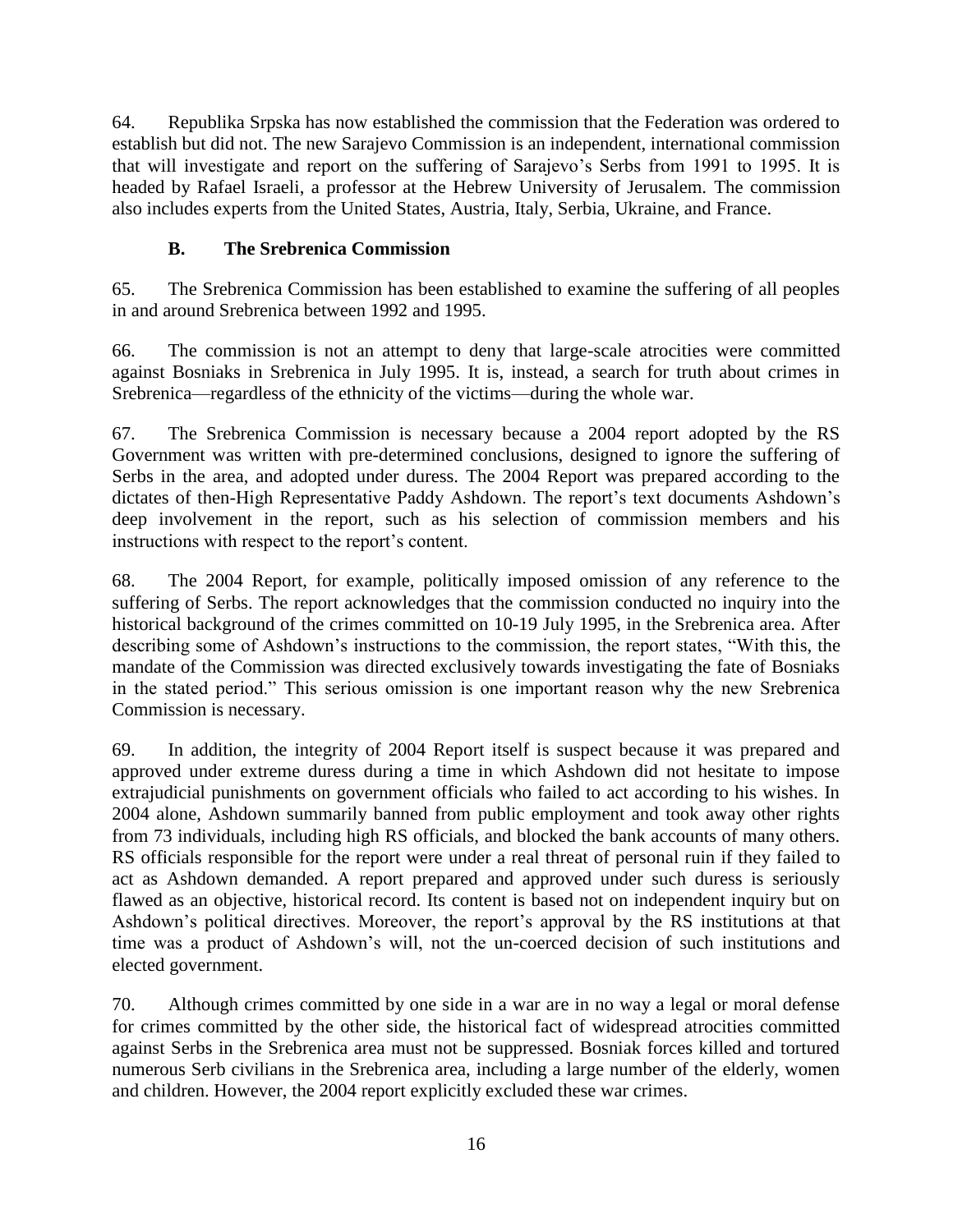64. Republika Srpska has now established the commission that the Federation was ordered to establish but did not. The new Sarajevo Commission is an independent, international commission that will investigate and report on the suffering of Sarajevo's Serbs from 1991 to 1995. It is headed by Rafael Israeli, a professor at the Hebrew University of Jerusalem. The commission also includes experts from the United States, Austria, Italy, Serbia, Ukraine, and France.

### B. The Srebrenica Commission

65. The Srebrenica Commission has been established to examine the suffering of all peoples in and around Srebrenica between 1992 and 1995.

66. The commission is not an attempt to deny that large-scale atrocities were committed against Bosniaks in Srebrenica in July 1995. It is, instead, a search for truth about crimes in Srebrenica—regardless of the ethnicity of the victims—during the whole war.

67. The Srebrenica Commission is necessary because a 2004 report adopted by the RS Government was written with pre-determined conclusions, designed to ignore the suffering of Serbs in the area, and adopted under duress. The 2004 Report was prepared according to the dictates of then-High Representative Paddy Ashdown. The report's text documents Ashdown's deep involvement in the report, such as his selection of commission members and his instructions with respect to the report's content.

68. The 2004 Report, for example, politically imposed omission of any reference to the suffering of Serbs. The report acknowledges that the commission conducted no inquiry into the historical background of the crimes committed on 10-19 July 1995, in the Srebrenica area. After describing some of Ashdown's instructions to the commission, the report states, "With this, the mandate of the Commission was directed exclusively towards investigating the fate of Bosniaks in the stated period." This serious omission is one important reason why the new Srebrenica Commission is necessary.

69. In addition, the integrity of 2004 Report itself is suspect because it was prepared and approved under extreme duress during a time in which Ashdown did not hesitate to impose extrajudicial punishments on government officials who failed to act according to his wishes. In 2004 alone, Ashdown summarily banned from public employment and took away other rights from 73 individuals, including high RS officials, and blocked the bank accounts of many others. RS officials responsible for the report were under a real threat of personal ruin if they failed to act as Ashdown demanded. A report prepared and approved under such duress is seriously flawed as an objective, historical record. Its content is based not on independent inquiry but on Ashdown's political directives. Moreover, the report's approval by the RS institutions at that time was a product of Ashdown's will, not the un-coerced decision of such institutions and elected government.

70. Although crimes committed by one side in a war are in no way a legal or moral defense for crimes committed by the other side, the historical fact of widespread atrocities committed against Serbs in the Srebrenica area must not be suppressed. Bosniak forces killed and tortured numerous Serb civilians in the Srebrenica area, including a large number of the elderly, women and children. However, the 2004 report explicitly excluded these war crimes.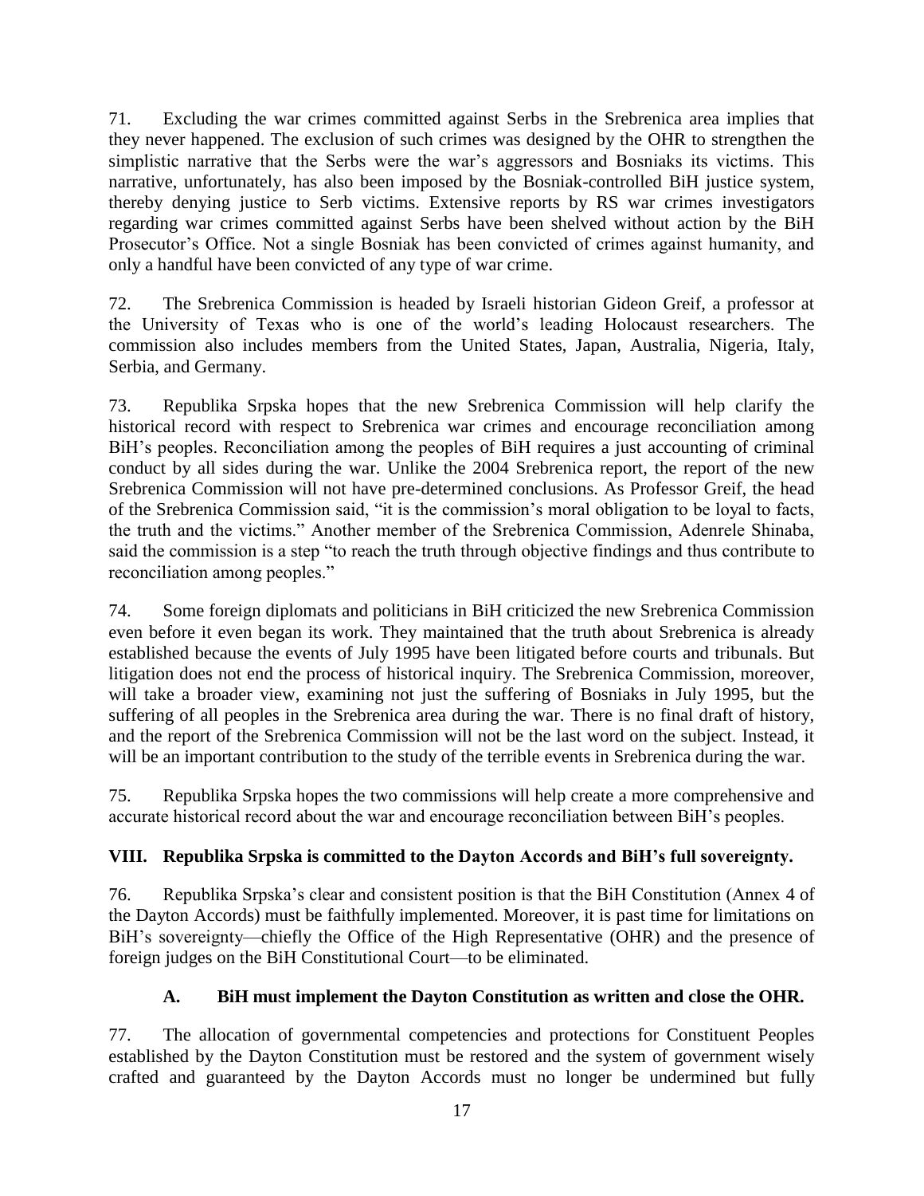71. Excluding the war crimes committed against Serbs in the Srebrenica area implies that they never happened. The exclusion of such crimes was designed by the OHR to strengthen the simplistic narrative that the Serbs were the war's aggressors and Bosniaks its victims. This narrative, unfortunately, has also been imposed by the Bosniak-controlled BiH justice system, thereby denying justice to Serb victims. Extensive reports by RS war crimes investigators regarding war crimes committed against Serbs have been shelved without action by the BiH Prosecutor's Office. Not a single Bosniak has been convicted of crimes against humanity, and only a handful have been convicted of any type of war crime.

72. The Srebrenica Commission is headed by Israeli historian Gideon Greif, a professor at the University of Texas who is one of the world's leading Holocaust researchers. The commission also includes members from the United States, Japan, Australia, Nigeria, Italy, Serbia, and Germany.

73. Republika Srpska hopes that the new Srebrenica Commission will help clarify the historical record with respect to Srebrenica war crimes and encourage reconciliation among BiH's peoples. Reconciliation among the peoples of BiH requires a just accounting of criminal conduct by all sides during the war. Unlike the 2004 Srebrenica report, the report of the new Srebrenica Commission will not have pre-determined conclusions. As Professor Greif, the head of the Srebrenica Commission said, "it is the commission's moral obligation to be loyal to facts, the truth and the victims." Another member of the Srebrenica Commission, Adenrele Shinaba, said the commission is a step "to reach the truth through objective findings and thus contribute to reconciliation among peoples."

74. Some foreign diplomats and politicians in BiH criticized the new Srebrenica Commission even before it even began its work. They maintained that the truth about Srebrenica is already established because the events of July 1995 have been litigated before courts and tribunals. But litigation does not end the process of historical inquiry. The Srebrenica Commission, moreover, will take a broader view, examining not just the suffering of Bosniaks in July 1995, but the suffering of all peoples in the Srebrenica area during the war. There is no final draft of history, and the report of the Srebrenica Commission will not be the last word on the subject. Instead, it will be an important contribution to the study of the terrible events in Srebrenica during the war.

75. Republika Srpska hopes the two commissions will help create a more comprehensive and accurate historical record about the war and encourage reconciliation between BiH's peoples.

## VIII. Republika Srpska is committed to the Dayton Accords and BiH's full sovereignty.

76. Republika Srpska's clear and consistent position is that the BiH Constitution (Annex 4 of the Dayton Accords) must be faithfully implemented. Moreover, it is past time for limitations on BiH's sovereignty—chiefly the Office of the High Representative (OHR) and the presence of foreign judges on the BiH Constitutional Court—to be eliminated.

### A. BiH must implement the Dayton Constitution as written and close the OHR.

77. The allocation of governmental competencies and protections for Constituent Peoples established by the Dayton Constitution must be restored and the system of government wisely crafted and guaranteed by the Dayton Accords must no longer be undermined but fully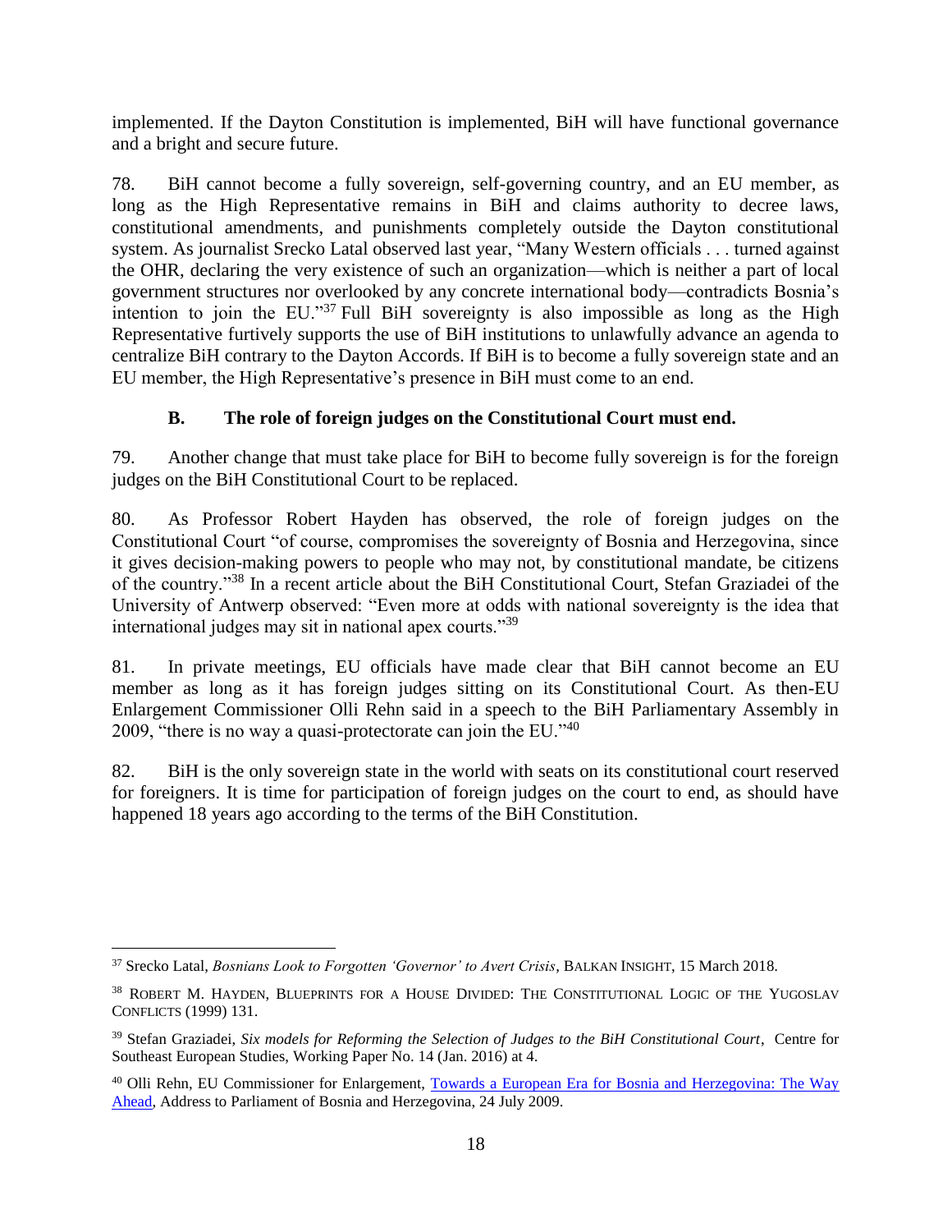implemented. If the Dayton Constitution is implemented, BiH will have functional governance and a bright and secure future.

78. BiH cannot become a fully sovereign, self-governing country, and an EU member, as long as the High Representative remains in BiH and claims authority to decree laws, constitutional amendments, and punishments completely outside the Dayton constitutional system. As journalist Srecko Latal observed last year, "Many Western officials . . . turned against the OHR, declaring the very existence of such an organization—which is neither a part of local government structures nor overlooked by any concrete international body—contradicts Bosnia's intention to join the EU."[37] Full BiH sovereignty is also impossible as long as the High Representative furtively supports the use of BiH institutions to unlawfully advance an agenda to centralize BiH contrary to the Dayton Accords. If BiH is to become a fully sovereign state and an EU member, the High Representative's presence in BiH must come to an end.

### B. The role of foreign judges on the Constitutional Court must end.

79. Another change that must take place for BiH to become fully sovereign is for the foreign judges on the BiH Constitutional Court to be replaced.

80. As Professor Robert Hayden has observed, the role of foreign judges on the Constitutional Court "of course, compromises the sovereignty of Bosnia and Herzegovina, since it gives decision-making powers to people who may not, by constitutional mandate, be citizens of the country."[38] In a recent article about the BiH Constitutional Court, Stefan Graziadei of the University of Antwerp observed: "Even more at odds with national sovereignty is the idea that international judges may sit in national apex courts."[39]

81. In private meetings, EU officials have made clear that BiH cannot become an EU member as long as it has foreign judges sitting on its Constitutional Court. As then-EU Enlargement Commissioner Olli Rehn said in a speech to the BiH Parliamentary Assembly in 2009, "there is no way a quasi-protectorate can join the EU."[40]

82. BiH is the only sovereign state in the world with seats on its constitutional court reserved for foreigners. It is time for participation of foreign judges on the court to end, as should have happened 18 years ago according to the terms of the BiH Constitution.

---

[37] Srecko Latal, *Bosnians Look to Forgotten 'Governor' to Avert Crisis*, BALKAN INSIGHT, 15 March 2018.

[38] ROBERT M. HAYDEN, BLUEPRINTS FOR A HOUSE DIVIDED: THE CONSTITUTIONAL LOGIC OF THE YUGOSLAV CONFLICTS (1999) 131.

[39] Stefan Graziadei, *Six models for Reforming the Selection of Judges to the BiH Constitutional Court*, Centre for Southeast European Studies, Working Paper No. 14 (Jan. 2016) at 4.

[40] Olli Rehn, EU Commissioner for Enlargement, Towards a European Era for Bosnia and Herzegovina: The Way Ahead, Address to Parliament of Bosnia and Herzegovina, 24 July 2009.